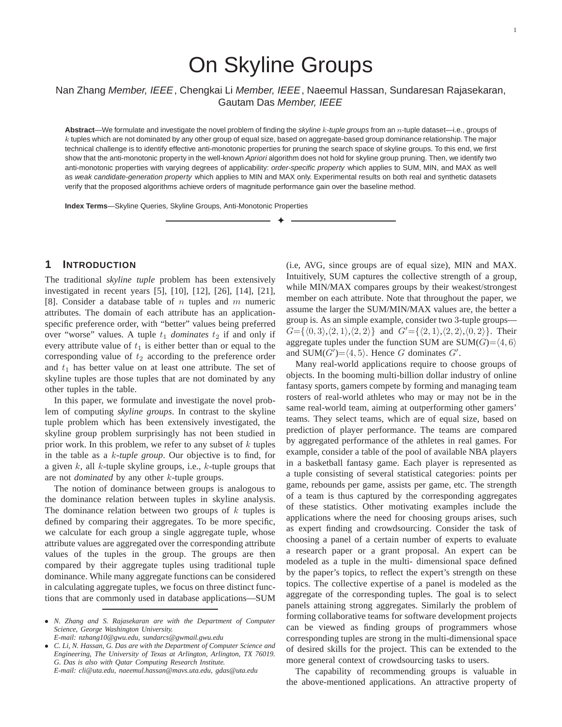# On Skyline Groups

Nan Zhang *Member, IEEE*, Chengkai Li *Member, IEEE*, Naeemul Hassan, Sundaresan Rajasekaran, Gautam Das *Member, IEEE*

**Abstract**—We formulate and investigate the novel problem of finding the *skyline $k$-tuple groups* from an $n$-tuple dataset—i.e., groups of $k$ tuples which are not dominated by any other group of equal size, based on aggregate-based group dominance relationship. The major technical challenge is to identify effective anti-monotonic properties for pruning the search space of skyline groups. To this end, we first show that the anti-monotonic property in the well-known *Apriori* algorithm does not hold for skyline group pruning. Then, we identify two anti-monotonic properties with varying degrees of applicability: *order-specific property* which applies to SUM, MIN, and MAX as well as *weak candidate-generation property* which applies to MIN and MAX only. Experimental results on both real and synthetic datasets verify that the proposed algorithms achieve orders of magnitude performance gain over the baseline method.

**Index Terms**—Skyline Queries, Skyline Groups, Anti-Monotonic Properties

## 1 Introduction

The traditional *skyline tuple* problem has been extensively investigated in recent years [5], [10], [12], [26], [14], [21], [8]. Consider a database table of $n$ tuples and $m$ numeric attributes. The domain of each attribute has an application-specific preference order, with "better" values being preferred over "worse" values. A tuple $t_1$ *dominates* $t_2$ if and only if every attribute value of $t_1$ is either better than or equal to the corresponding value of $t_2$ according to the preference order and $t_1$ has better value on at least one attribute. The set of skyline tuples are those tuples that are not dominated by any other tuples in the table.

In this paper, we formulate and investigate the novel problem of computing *skyline groups*. In contrast to the skyline tuple problem which has been extensively investigated, the skyline group problem surprisingly has not been studied in prior work. In this problem, we refer to any subset of $k$ tuples in the table as a *$k$-tuple group*. Our objective is to find, for a given $k$, all $k$-tuple skyline groups, i.e., $k$-tuple groups that are not *dominated* by any other $k$-tuple groups.

The notion of dominance between groups is analogous to the dominance relation between tuples in skyline analysis. The dominance relation between two groups of $k$ tuples is defined by comparing their aggregates. To be more specific, we calculate for each group a single aggregate tuple, whose attribute values are aggregated over the corresponding attribute values of the tuples in the group. The groups are then compared by their aggregate tuples using traditional tuple dominance. While many aggregate functions can be considered in calculating aggregate tuples, we focus on three distinct functions that are commonly used in database applications—SUM (i.e, AVG, since groups are of equal size), MIN and MAX. Intuitively, SUM captures the collective strength of a group, while MIN/MAX compares groups by their weakest/strongest member on each attribute. Note that throughout the paper, we assume the larger the SUM/MIN/MAX values are, the better a group is. As an simple example, consider two 3-tuple groups—$G=\{\langle 0,3\rangle,\langle 2,1\rangle,\langle 2,2\rangle\}$ and $G'=\{\langle 2,1\rangle,\langle 2,2\rangle,\langle 0,2\rangle\}$. Their aggregate tuples under the function SUM are SUM($G$)=$\langle 4,6\rangle$ and SUM($G'$)=$\langle 4,5\rangle$. Hence $G$ dominates $G'$.

Many real-world applications require to choose groups of objects. In the booming multi-billion dollar industry of online fantasy sports, gamers compete by forming and managing team rosters of real-world athletes who may or may not be in the same real-world team, aiming at outperforming other gamers' teams. They select teams, which are of equal size, based on prediction of player performance. The teams are compared by aggregated performance of the athletes in real games. For example, consider a table of the pool of available NBA players in a basketball fantasy game. Each player is represented as a tuple consisting of several statistical categories: points per game, rebounds per game, assists per game, etc. The strength of a team is thus captured by the corresponding aggregates of these statistics. Other motivating examples include the applications where the need for choosing groups arises, such as expert finding and crowdsourcing. Consider the task of choosing a panel of a certain number of experts to evaluate a research paper or a grant proposal. An expert can be modeled as a tuple in the multi- dimensional space defined by the paper's topics, to reflect the expert's strength on these topics. The collective expertise of a panel is modeled as the aggregate of the corresponding tuples. The goal is to select panels attaining strong aggregates. Similarly the problem of forming collaborative teams for software development projects can be viewed as finding groups of programmers whose corresponding tuples are strong in the multi-dimensional space of desired skills for the project. This can be extended to the more general context of crowdsourcing tasks to users.

The capability of recommending groups is valuable in the above-mentioned applications. An attractive property of

---

- *N. Zhang and S. Rajasekaran are with the Department of Computer Science, George Washington University. E-mail: nzhang10@gwu.edu, sundarcs@gwmail.gwu.edu*
- *C. Li, N. Hassan, G. Das are with the Department of Computer Science and Engineering, The University of Texas at Arlington, Arlington, TX 76019. G. Das is also with Qatar Computing Research Institute. E-mail: cli@uta.edu, naeemul.hassan@mavs.uta.edu, gdas@uta.edu*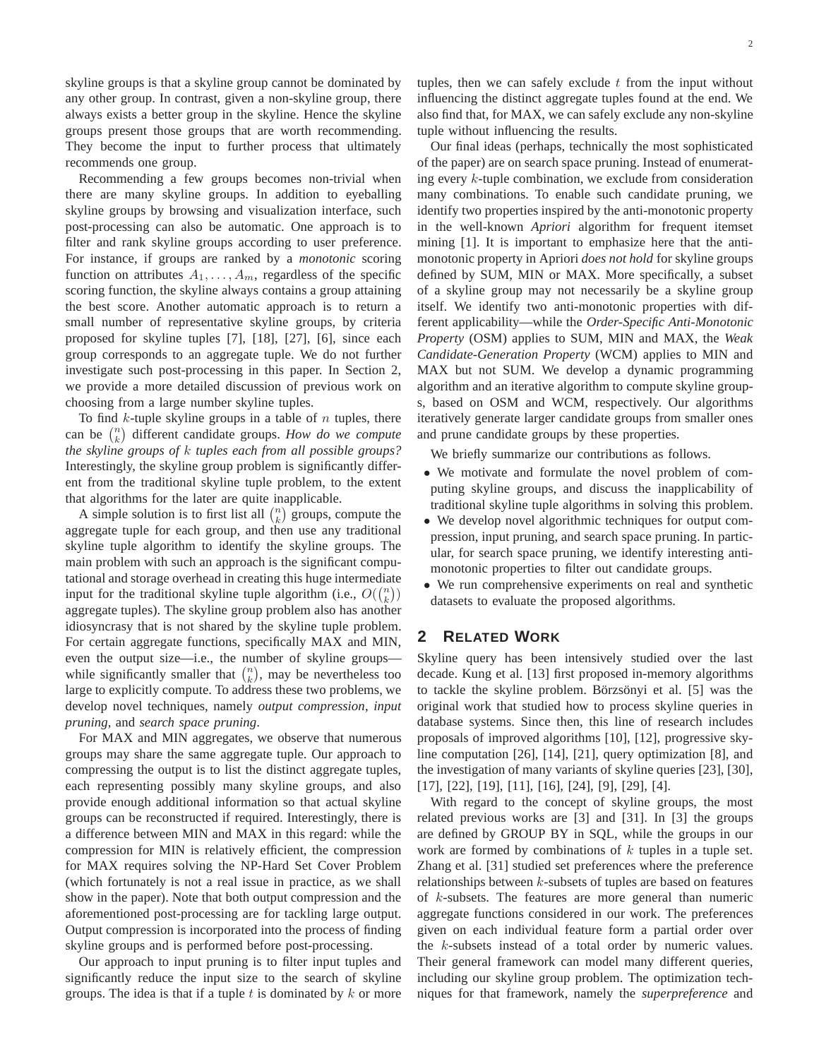skyline groups is that a skyline group cannot be dominated by any other group. In contrast, given a non-skyline group, there always exists a better group in the skyline. Hence the skyline groups present those groups that are worth recommending. They become the input to further process that ultimately recommends one group.

Recommending a few groups becomes non-trivial when there are many skyline groups. In addition to eyeballing skyline groups by browsing and visualization interface, such post-processing can also be automatic. One approach is to filter and rank skyline groups according to user preference. For instance, if groups are ranked by a *monotonic* scoring function on attributes $A_1, \ldots, A_m$, regardless of the specific scoring function, the skyline always contains a group attaining the best score. Another automatic approach is to return a small number of representative skyline groups, by criteria proposed for skyline tuples [7], [18], [27], [6], since each group corresponds to an aggregate tuple. We do not further investigate such post-processing in this paper. In Section 2, we provide a more detailed discussion of previous work on choosing from a large number skyline tuples.

To find $k$-tuple skyline groups in a table of $n$ tuples, there can be $\binom{n}{k}$ different candidate groups. *How do we compute the skyline groups of $k$ tuples each from all possible groups?* Interestingly, the skyline group problem is significantly different from the traditional skyline tuple problem, to the extent that algorithms for the later are quite inapplicable.

A simple solution is to first list all $\binom{n}{k}$ groups, compute the aggregate tuple for each group, and then use any traditional skyline tuple algorithm to identify the skyline groups. The main problem with such an approach is the significant computational and storage overhead in creating this huge intermediate input for the traditional skyline tuple algorithm (i.e., $O(\binom{n}{k})$ aggregate tuples). The skyline group problem also has another idiosyncrasy that is not shared by the skyline tuple problem. For certain aggregate functions, specifically MAX and MIN, even the output size—i.e., the number of skyline groups—while significantly smaller that $\binom{n}{k}$, may be nevertheless too large to explicitly compute. To address these two problems, we develop novel techniques, namely *output compression*, *input pruning*, and *search space pruning*.

For MAX and MIN aggregates, we observe that numerous groups may share the same aggregate tuple. Our approach to compressing the output is to list the distinct aggregate tuples, each representing possibly many skyline groups, and also provide enough additional information so that actual skyline groups can be reconstructed if required. Interestingly, there is a difference between MIN and MAX in this regard: while the compression for MIN is relatively efficient, the compression for MAX requires solving the NP-Hard Set Cover Problem (which fortunately is not a real issue in practice, as we shall show in the paper). Note that both output compression and the aforementioned post-processing are for tackling large output. Output compression is incorporated into the process of finding skyline groups and is performed before post-processing.

Our approach to input pruning is to filter input tuples and significantly reduce the input size to the search of skyline groups. The idea is that if a tuple $t$ is dominated by $k$ or more tuples, then we can safely exclude $t$ from the input without influencing the distinct aggregate tuples found at the end. We also find that, for MAX, we can safely exclude any non-skyline tuple without influencing the results.

Our final ideas (perhaps, technically the most sophisticated of the paper) are on search space pruning. Instead of enumerating every $k$-tuple combination, we exclude from consideration many combinations. To enable such candidate pruning, we identify two properties inspired by the anti-monotonic property in the well-known *Apriori* algorithm for frequent itemset mining [1]. It is important to emphasize here that the anti-monotonic property in Apriori *does not hold* for skyline groups defined by SUM, MIN or MAX. More specifically, a subset of a skyline group may not necessarily be a skyline group itself. We identify two anti-monotonic properties with different applicability—while the *Order-Specific Anti-Monotonic Property* (OSM) applies to SUM, MIN and MAX, the *Weak Candidate-Generation Property* (WCM) applies to MIN and MAX but not SUM. We develop a dynamic programming algorithm and an iterative algorithm to compute skyline groups, based on OSM and WCM, respectively. Our algorithms iteratively generate larger candidate groups from smaller ones and prune candidate groups by these properties.

We briefly summarize our contributions as follows.

- We motivate and formulate the novel problem of computing skyline groups, and discuss the inapplicability of traditional skyline tuple algorithms in solving this problem.
- We develop novel algorithmic techniques for output compression, input pruning, and search space pruning. In particular, for search space pruning, we identify interesting anti-monotonic properties to filter out candidate groups.
- We run comprehensive experiments on real and synthetic datasets to evaluate the proposed algorithms.

## 2 Related Work

Skyline query has been intensively studied over the last decade. Kung et al. [13] first proposed in-memory algorithms to tackle the skyline problem. Börzsönyi et al. [5] was the original work that studied how to process skyline queries in database systems. Since then, this line of research includes proposals of improved algorithms [10], [12], progressive skyline computation [26], [14], [21], query optimization [8], and the investigation of many variants of skyline queries [23], [30], [17], [22], [19], [11], [16], [24], [9], [29], [4].

With regard to the concept of skyline groups, the most related previous works are [3] and [31]. In [3] the groups are defined by GROUP BY in SQL, while the groups in our work are formed by combinations of $k$ tuples in a tuple set. Zhang et al. [31] studied set preferences where the preference relationships between $k$-subsets of tuples are based on features of $k$-subsets. The features are more general than numeric aggregate functions considered in our work. The preferences given on each individual feature form a partial order over the $k$-subsets instead of a total order by numeric values. Their general framework can model many different queries, including our skyline group problem. The optimization techniques for that framework, namely the *superpreference* and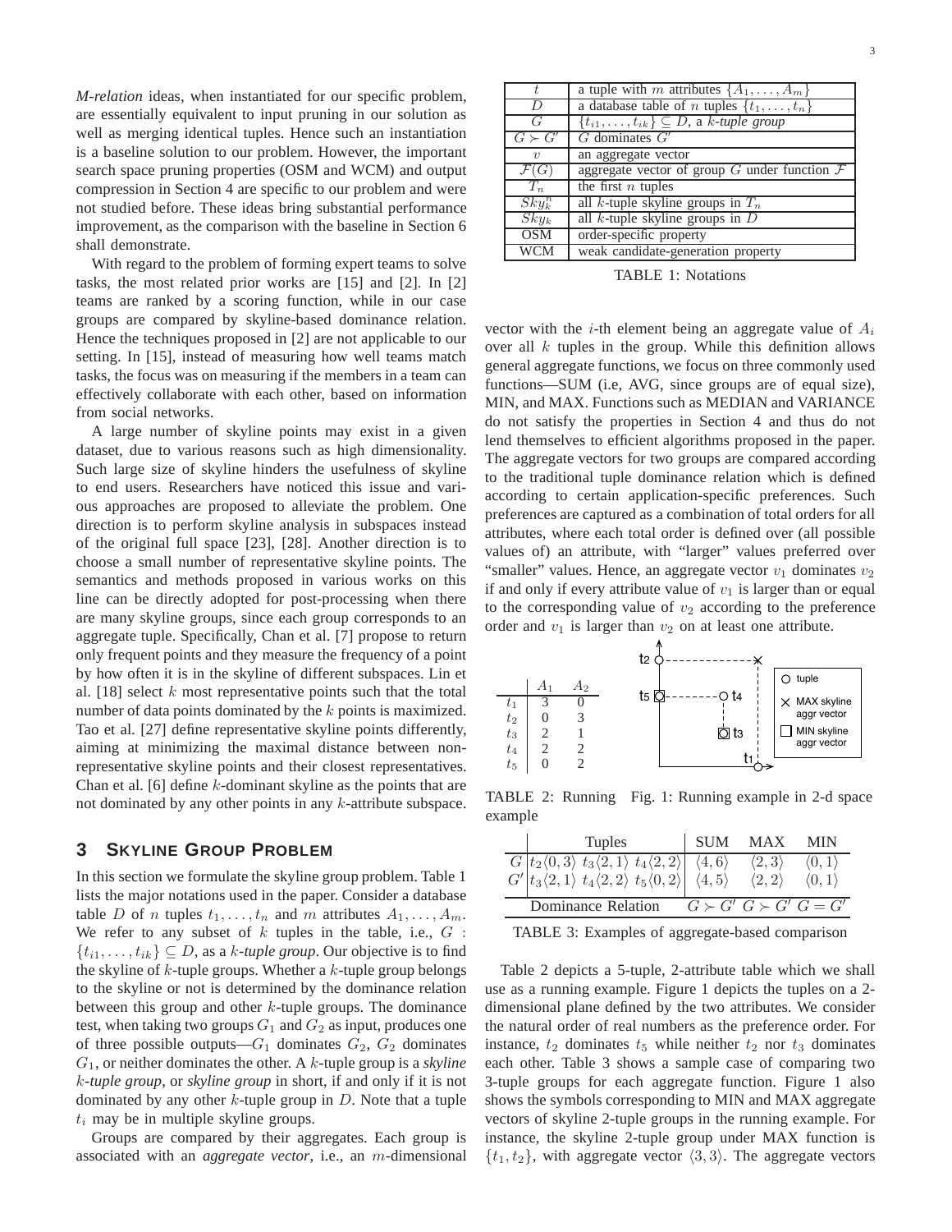*M-relation* ideas, when instantiated for our specific problem, are essentially equivalent to input pruning in our solution as well as merging identical tuples. Hence such an instantiation is a baseline solution to our problem. However, the important search space pruning properties (OSM and WCM) and output compression in Section 4 are specific to our problem and were not studied before. These ideas bring substantial performance improvement, as the comparison with the baseline in Section 6 shall demonstrate.

With regard to the problem of forming expert teams to solve tasks, the most related prior works are [15] and [2]. In [2] teams are ranked by a scoring function, while in our case groups are compared by skyline-based dominance relation. Hence the techniques proposed in [2] are not applicable to our setting. In [15], instead of measuring how well teams match tasks, the focus was on measuring if the members in a team can effectively collaborate with each other, based on information from social networks.

A large number of skyline points may exist in a given dataset, due to various reasons such as high dimensionality. Such large size of skyline hinders the usefulness of skyline to end users. Researchers have noticed this issue and various approaches are proposed to alleviate the problem. One direction is to perform skyline analysis in subspaces instead of the original full space [23], [28]. Another direction is to choose a small number of representative skyline points. The semantics and methods proposed in various works on this line can be directly adopted for post-processing when there are many skyline groups, since each group corresponds to an aggregate tuple. Specifically, Chan et al. [7] propose to return only frequent points and they measure the frequency of a point by how often it is in the skyline of different subspaces. Lin et al. [18] select $k$ most representative points such that the total number of data points dominated by the $k$ points is maximized. Tao et al. [27] define representative skyline points differently, aiming at minimizing the maximal distance between non-representative skyline points and their closest representatives. Chan et al. [6] define $k$-dominant skyline as the points that are not dominated by any other points in any $k$-attribute subspace.

## 3 SKYLINE GROUP PROBLEM

In this section we formulate the skyline group problem. Table 1 lists the major notations used in the paper. Consider a database table $D$ of $n$ tuples $t_1, \ldots, t_n$ and $m$ attributes $A_1, \ldots, A_m$. We refer to any subset of $k$ tuples in the table, i.e., $G : \{t_{i1}, \ldots, t_{ik}\} \subseteq D$, as a *k-tuple group*. Our objective is to find the skyline of $k$-tuple groups. Whether a $k$-tuple group belongs to the skyline or not is determined by the dominance relation between this group and other $k$-tuple groups. The dominance test, when taking two groups $G_1$ and $G_2$ as input, produces one of three possible outputs—$G_1$ dominates $G_2$, $G_2$ dominates $G_1$, or neither dominates the other. A $k$-tuple group is a *skyline k-tuple group*, or *skyline group* in short, if and only if it is not dominated by any other $k$-tuple group in $D$. Note that a tuple $t_i$ may be in multiple skyline groups.

Groups are compared by their aggregates. Each group is associated with an *aggregate vector*, i.e., an $m$-dimensional vector with the $i$-th element being an aggregate value of $A_i$ over all $k$ tuples in the group. While this definition allows general aggregate functions, we focus on three commonly used functions—SUM (i.e, AVG, since groups are of equal size), MIN, and MAX. Functions such as MEDIAN and VARIANCE do not satisfy the properties in Section 4 and thus do not lend themselves to efficient algorithms proposed in the paper. The aggregate vectors for two groups are compared according to the traditional tuple dominance relation which is defined according to certain application-specific preferences. Such preferences are captured as a combination of total orders for all attributes, where each total order is defined over (all possible values of) an attribute, with "larger" values preferred over "smaller" values. Hence, an aggregate vector $v_1$ dominates $v_2$ if and only if every attribute value of $v_1$ is larger than or equal to the corresponding value of $v_2$ according to the preference order and $v_1$ is larger than $v_2$ on at least one attribute.

| | |
|---|---|
| $t$ | a tuple with $m$ attributes $\{A_1, \ldots, A_m\}$ |
| $D$ | a database table of $n$ tuples $\{t_1, \ldots, t_n\}$ |
| $G$ | $\{t_{i1}, \ldots, t_{ik}\} \subseteq D$, a *k-tuple group* |
| $G \succ G'$ | $G$ dominates $G'$ |
| $v$ | an aggregate vector |
| $\mathcal{F}(G)$ | aggregate vector of group $G$ under function $\mathcal{F}$ |
| $T_n$ | the first $n$ tuples |
| $Sky_k^n$ | all $k$-tuple skyline groups in $T_n$ |
| $Sky_k$ | all $k$-tuple skyline groups in $D$ |
| OSM | order-specific property |
| WCM | weak candidate-generation property |

TABLE 1: Notations

| | $A_1$ | $A_2$ |
|---|---|---|
| $t_1$ | 3 | 0 |
| $t_2$ | 0 | 3 |
| $t_3$ | 2 | 1 |
| $t_4$ | 2 | 2 |
| $t_5$ | 0 | 2 |

TABLE 2: Running example

Fig. 1: Running example in 2-d space

| | Tuples | SUM | MAX | MIN |
|---|---|---|---|---|
| $G$ | $t_2\langle 0,3\rangle$ $t_3\langle 2,1\rangle$ $t_4\langle 2,2\rangle$ | $\langle 4,6\rangle$ | $\langle 2,3\rangle$ | $\langle 0,1\rangle$ |
| $G'$ | $t_3\langle 2,1\rangle$ $t_4\langle 2,2\rangle$ $t_5\langle 0,2\rangle$ | $\langle 4,5\rangle$ | $\langle 2,2\rangle$ | $\langle 0,1\rangle$ |
| Dominance Relation | | $G \succ G'$ | $G \succ G'$ | $G = G'$ |

TABLE 3: Examples of aggregate-based comparison

Table 2 depicts a 5-tuple, 2-attribute table which we shall use as a running example. Figure 1 depicts the tuples on a 2-dimensional plane defined by the two attributes. We consider the natural order of real numbers as the preference order. For instance, $t_2$ dominates $t_5$ while neither $t_2$ nor $t_3$ dominates each other. Table 3 shows a sample case of comparing two 3-tuple groups for each aggregate function. Figure 1 also shows the symbols corresponding to MIN and MAX aggregate vectors of skyline 2-tuple groups in the running example. For instance, the skyline 2-tuple group under MAX function is $\{t_1, t_2\}$, with aggregate vector $\langle 3, 3\rangle$. The aggregate vectors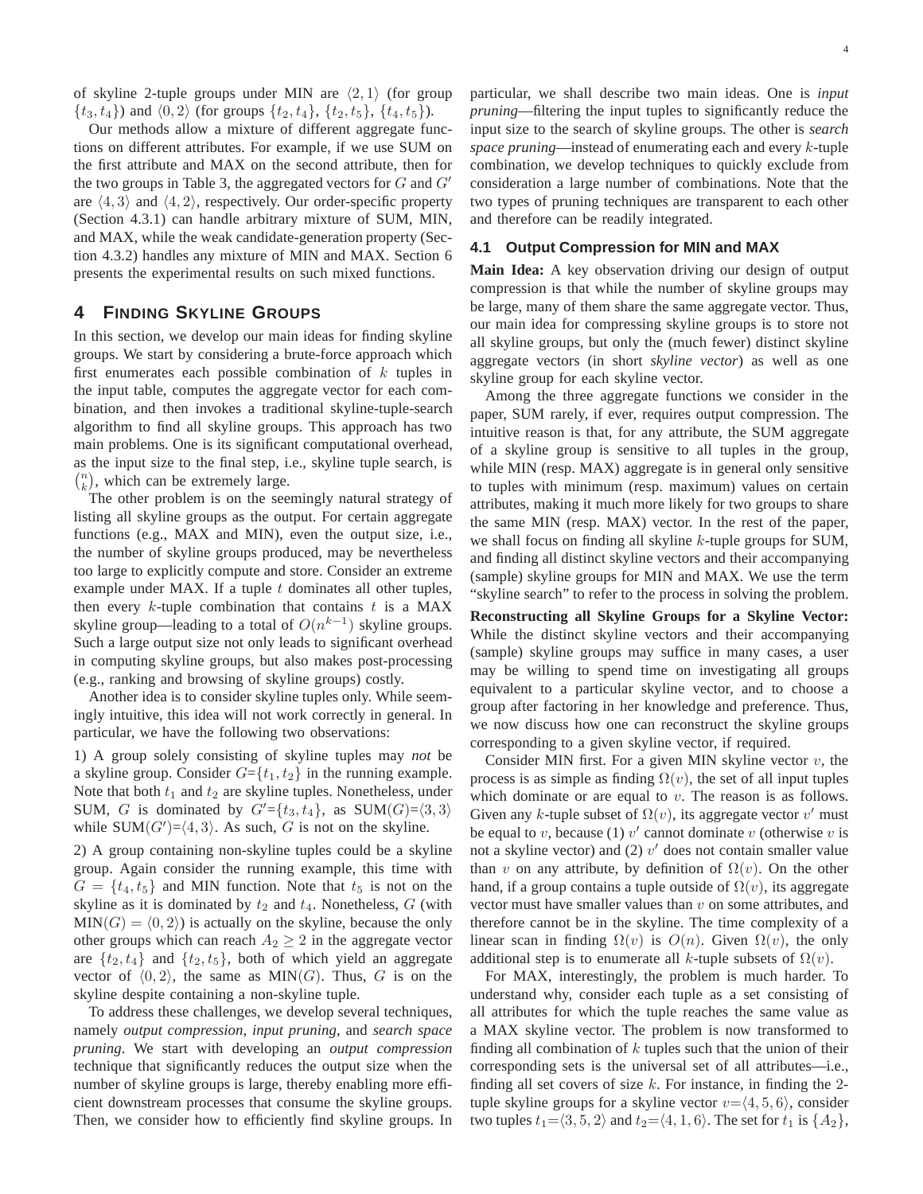of skyline 2-tuple groups under MIN are $\langle 2, 1\rangle$ (for group $\{t_3, t_4\}$) and $\langle 0, 2\rangle$ (for groups $\{t_2, t_4\}$, $\{t_2, t_5\}$, $\{t_4, t_5\}$).

Our methods allow a mixture of different aggregate functions on different attributes. For example, if we use SUM on the first attribute and MAX on the second attribute, then for the two groups in Table 3, the aggregated vectors for $G$ and $G'$ are $\langle 4, 3\rangle$ and $\langle 4, 2\rangle$, respectively. Our order-specific property (Section 4.3.1) can handle arbitrary mixture of SUM, MIN, and MAX, while the weak candidate-generation property (Section 4.3.2) handles any mixture of MIN and MAX. Section 6 presents the experimental results on such mixed functions.

# 4 Finding Skyline Groups

In this section, we develop our main ideas for finding skyline groups. We start by considering a brute-force approach which first enumerates each possible combination of $k$ tuples in the input table, computes the aggregate vector for each combination, and then invokes a traditional skyline-tuple-search algorithm to find all skyline groups. This approach has two main problems. One is its significant computational overhead, as the input size to the final step, i.e., skyline tuple search, is $\binom{n}{k}$, which can be extremely large.

The other problem is on the seemingly natural strategy of listing all skyline groups as the output. For certain aggregate functions (e.g., MAX and MIN), even the output size, i.e., the number of skyline groups produced, may be nevertheless too large to explicitly compute and store. Consider an extreme example under MAX. If a tuple $t$ dominates all other tuples, then every $k$-tuple combination that contains $t$ is a MAX skyline group—leading to a total of $O(n^{k-1})$ skyline groups. Such a large output size not only leads to significant overhead in computing skyline groups, but also makes post-processing (e.g., ranking and browsing of skyline groups) costly.

Another idea is to consider skyline tuples only. While seemingly intuitive, this idea will not work correctly in general. In particular, we have the following two observations:

1) A group solely consisting of skyline tuples may *not* be a skyline group. Consider $G$=$\{t_1, t_2\}$ in the running example. Note that both $t_1$ and $t_2$ are skyline tuples. Nonetheless, under SUM, $G$ is dominated by $G'$=$\{t_3, t_4\}$, as SUM($G$)=$\langle 3, 3\rangle$ while SUM($G'$)=$\langle 4, 3\rangle$. As such, $G$ is not on the skyline.

2) A group containing non-skyline tuples could be a skyline group. Again consider the running example, this time with $G = \{t_4, t_5\}$ and MIN function. Note that $t_5$ is not on the skyline as it is dominated by $t_2$ and $t_4$. Nonetheless, $G$ (with $\text{MIN}(G) = \langle 0, 2\rangle$) is actually on the skyline, because the only other groups which can reach $A_2 \geq 2$ in the aggregate vector are $\{t_2, t_4\}$ and $\{t_2, t_5\}$, both of which yield an aggregate vector of $\langle 0, 2\rangle$, the same as MIN($G$). Thus, $G$ is on the skyline despite containing a non-skyline tuple.

To address these challenges, we develop several techniques, namely *output compression*, *input pruning*, and *search space pruning*. We start with developing an *output compression* technique that significantly reduces the output size when the number of skyline groups is large, thereby enabling more efficient downstream processes that consume the skyline groups. Then, we consider how to efficiently find skyline groups. In particular, we shall describe two main ideas. One is *input pruning*—filtering the input tuples to significantly reduce the input size to the search of skyline groups. The other is *search space pruning*—instead of enumerating each and every $k$-tuple combination, we develop techniques to quickly exclude from consideration a large number of combinations. Note that the two types of pruning techniques are transparent to each other and therefore can be readily integrated.

## 4.1 Output Compression for MIN and MAX

**Main Idea:** A key observation driving our design of output compression is that while the number of skyline groups may be large, many of them share the same aggregate vector. Thus, our main idea for compressing skyline groups is to store not all skyline groups, but only the (much fewer) distinct skyline aggregate vectors (in short *skyline vector*) as well as one skyline group for each skyline vector.

Among the three aggregate functions we consider in the paper, SUM rarely, if ever, requires output compression. The intuitive reason is that, for any attribute, the SUM aggregate of a skyline group is sensitive to all tuples in the group, while MIN (resp. MAX) aggregate is in general only sensitive to tuples with minimum (resp. maximum) values on certain attributes, making it much more likely for two groups to share the same MIN (resp. MAX) vector. In the rest of the paper, we shall focus on finding all skyline $k$-tuple groups for SUM, and finding all distinct skyline vectors and their accompanying (sample) skyline groups for MIN and MAX. We use the term "skyline search" to refer to the process in solving the problem.

**Reconstructing all Skyline Groups for a Skyline Vector:** While the distinct skyline vectors and their accompanying (sample) skyline groups may suffice in many cases, a user may be willing to spend time on investigating all groups equivalent to a particular skyline vector, and to choose a group after factoring in her knowledge and preference. Thus, we now discuss how one can reconstruct the skyline groups corresponding to a given skyline vector, if required.

Consider MIN first. For a given MIN skyline vector $v$, the process is as simple as finding $\Omega(v)$, the set of all input tuples which dominate or are equal to $v$. The reason is as follows. Given any $k$-tuple subset of $\Omega(v)$, its aggregate vector $v'$ must be equal to $v$, because (1) $v'$ cannot dominate $v$ (otherwise $v$ is not a skyline vector) and (2) $v'$ does not contain smaller value than $v$ on any attribute, by definition of $\Omega(v)$. On the other hand, if a group contains a tuple outside of $\Omega(v)$, its aggregate vector must have smaller values than $v$ on some attributes, and therefore cannot be in the skyline. The time complexity of a linear scan in finding $\Omega(v)$ is $O(n)$. Given $\Omega(v)$, the only additional step is to enumerate all $k$-tuple subsets of $\Omega(v)$.

For MAX, interestingly, the problem is much harder. To understand why, consider each tuple as a set consisting of all attributes for which the tuple reaches the same value as a MAX skyline vector. The problem is now transformed to finding all combination of $k$ tuples such that the union of their corresponding sets is the universal set of all attributes—i.e., finding all set covers of size $k$. For instance, in finding the 2-tuple skyline groups for a skyline vector $v$=$\langle 4, 5, 6\rangle$, consider two tuples $t_1$=$\langle 3, 5, 2\rangle$ and $t_2$=$\langle 4, 1, 6\rangle$. The set for $t_1$ is $\{A_2\}$,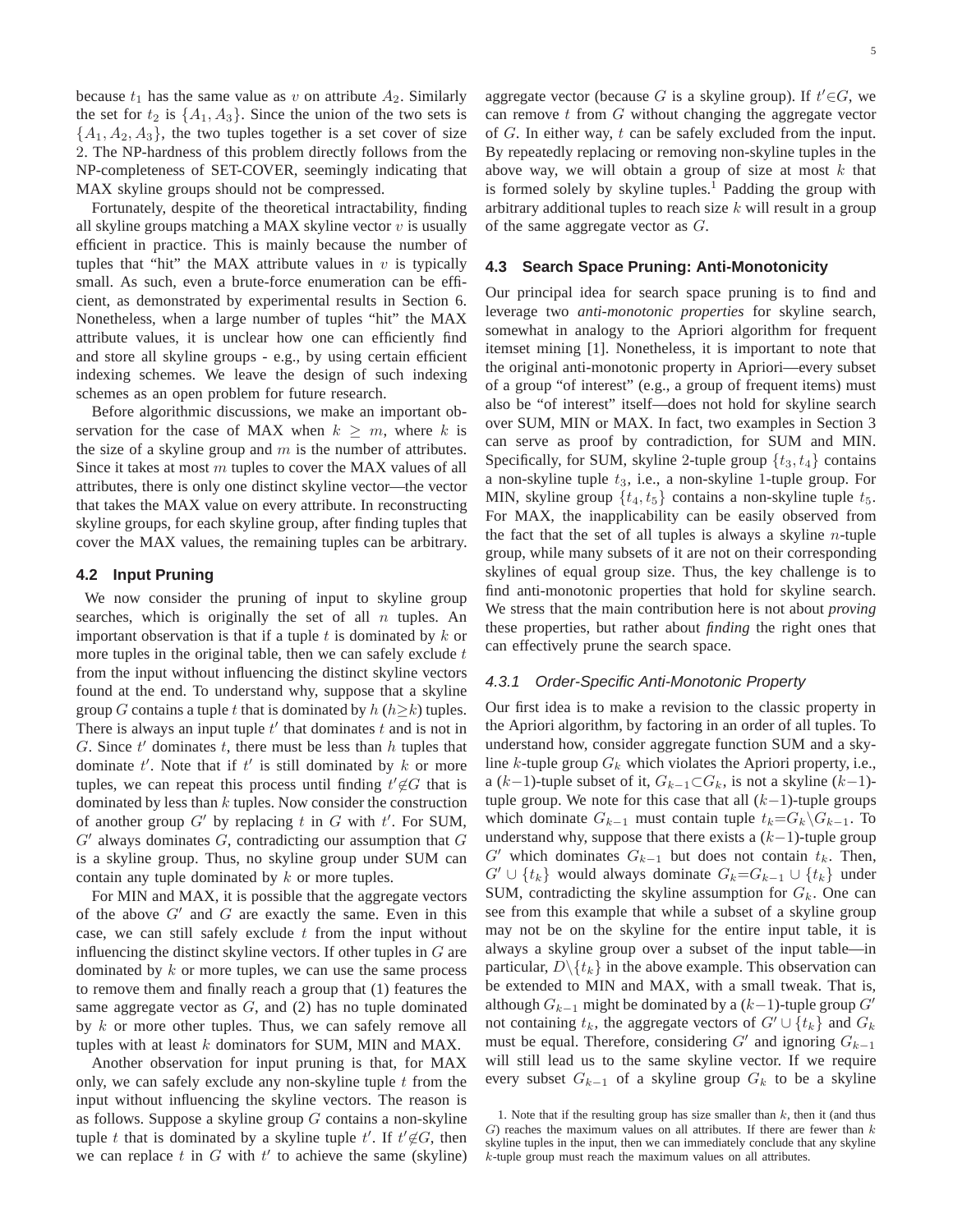because $t_1$ has the same value as $v$ on attribute $A_2$. Similarly the set for $t_2$ is $\{A_1, A_3\}$. Since the union of the two sets is $\{A_1, A_2, A_3\}$, the two tuples together is a set cover of size 2. The NP-hardness of this problem directly follows from the NP-completeness of SET-COVER, seemingly indicating that MAX skyline groups should not be compressed.

Fortunately, despite of the theoretical intractability, finding all skyline groups matching a MAX skyline vector $v$ is usually efficient in practice. This is mainly because the number of tuples that "hit" the MAX attribute values in $v$ is typically small. As such, even a brute-force enumeration can be efficient, as demonstrated by experimental results in Section 6. Nonetheless, when a large number of tuples "hit" the MAX attribute values, it is unclear how one can efficiently find and store all skyline groups - e.g., by using certain efficient indexing schemes. We leave the design of such indexing schemes as an open problem for future research.

Before algorithmic discussions, we make an important observation for the case of MAX when $k \geq m$, where $k$ is the size of a skyline group and $m$ is the number of attributes. Since it takes at most $m$ tuples to cover the MAX values of all attributes, there is only one distinct skyline vector—the vector that takes the MAX value on every attribute. In reconstructing skyline groups, for each skyline group, after finding tuples that cover the MAX values, the remaining tuples can be arbitrary.

## 4.2 Input Pruning

We now consider the pruning of input to skyline group searches, which is originally the set of all $n$ tuples. An important observation is that if a tuple $t$ is dominated by $k$ or more tuples in the original table, then we can safely exclude $t$ from the input without influencing the distinct skyline vectors found at the end. To understand why, suppose that a skyline group $G$ contains a tuple $t$ that is dominated by $h$ ($h \geq k$) tuples. There is always an input tuple $t'$ that dominates $t$ and is not in $G$. Since $t'$ dominates $t$, there must be less than $h$ tuples that dominate $t'$. Note that if $t'$ is still dominated by $k$ or more tuples, we can repeat this process until finding $t' \notin G$ that is dominated by less than $k$ tuples. Now consider the construction of another group $G'$ by replacing $t$ in $G$ with $t'$. For SUM, $G'$ always dominates $G$, contradicting our assumption that $G$ is a skyline group. Thus, no skyline group under SUM can contain any tuple dominated by $k$ or more tuples.

For MIN and MAX, it is possible that the aggregate vectors of the above $G'$ and $G$ are exactly the same. Even in this case, we can still safely exclude $t$ from the input without influencing the distinct skyline vectors. If other tuples in $G$ are dominated by $k$ or more tuples, we can use the same process to remove them and finally reach a group that (1) features the same aggregate vector as $G$, and (2) has no tuple dominated by $k$ or more other tuples. Thus, we can safely remove all tuples with at least $k$ dominators for SUM, MIN and MAX.

Another observation for input pruning is that, for MAX only, we can safely exclude any non-skyline tuple $t$ from the input without influencing the skyline vectors. The reason is as follows. Suppose a skyline group $G$ contains a non-skyline tuple $t$ that is dominated by a skyline tuple $t'$. If $t' \notin G$, then we can replace $t$ in $G$ with $t'$ to achieve the same (skyline) aggregate vector (because $G$ is a skyline group). If $t' \in G$, we can remove $t$ from $G$ without changing the aggregate vector of $G$. In either way, $t$ can be safely excluded from the input. By repeatedly replacing or removing non-skyline tuples in the above way, we will obtain a group of size at most $k$ that is formed solely by skyline tuples.[1] Padding the group with arbitrary additional tuples to reach size $k$ will result in a group of the same aggregate vector as $G$.

## 4.3 Search Space Pruning: Anti-Monotonicity

Our principal idea for search space pruning is to find and leverage two *anti-monotonic properties* for skyline search, somewhat in analogy to the Apriori algorithm for frequent itemset mining [1]. Nonetheless, it is important to note that the original anti-monotonic property in Apriori—every subset of a group "of interest" (e.g., a group of frequent items) must also be "of interest" itself—does not hold for skyline search over SUM, MIN or MAX. In fact, two examples in Section 3 can serve as proof by contradiction, for SUM and MIN. Specifically, for SUM, skyline 2-tuple group $\{t_3, t_4\}$ contains a non-skyline tuple $t_3$, i.e., a non-skyline 1-tuple group. For MIN, skyline group $\{t_4, t_5\}$ contains a non-skyline tuple $t_5$. For MAX, the inapplicability can be easily observed from the fact that the set of all tuples is always a skyline $n$-tuple group, while many subsets of it are not on their corresponding skylines of equal group size. Thus, the key challenge is to find anti-monotonic properties that hold for skyline search. We stress that the main contribution here is not about *proving* these properties, but rather about *finding* the right ones that can effectively prune the search space.

### 4.3.1 Order-Specific Anti-Monotonic Property

Our first idea is to make a revision to the classic property in the Apriori algorithm, by factoring in an order of all tuples. To understand how, consider aggregate function SUM and a skyline $k$-tuple group $G_k$ which violates the Apriori property, i.e., a $(k-1)$-tuple subset of it, $G_{k-1} \subset G_k$, is not a skyline $(k-1)$-tuple group. We note for this case that all $(k-1)$-tuple groups which dominate $G_{k-1}$ must contain tuple $t_k = G_k \backslash G_{k-1}$. To understand why, suppose that there exists a $(k-1)$-tuple group $G'$ which dominates $G_{k-1}$ but does not contain $t_k$. Then, $G' \cup \{t_k\}$ would always dominate $G_k = G_{k-1} \cup \{t_k\}$ under SUM, contradicting the skyline assumption for $G_k$. One can see from this example that while a subset of a skyline group may not be on the skyline for the entire input table, it is always a skyline group over a subset of the input table—in particular, $D \backslash \{t_k\}$ in the above example. This observation can be extended to MIN and MAX, with a small tweak. That is, although $G_{k-1}$ might be dominated by a $(k-1)$-tuple group $G'$ not containing $t_k$, the aggregate vectors of $G' \cup \{t_k\}$ and $G_k$ must be equal. Therefore, considering $G'$ and ignoring $G_{k-1}$ will still lead us to the same skyline vector. If we require every subset $G_{k-1}$ of a skyline group $G_k$ to be a skyline

1. Note that if the resulting group has size smaller than $k$, then it (and thus $G$) reaches the maximum values on all attributes. If there are fewer than $k$ skyline tuples in the input, then we can immediately conclude that any skyline $k$-tuple group must reach the maximum values on all attributes.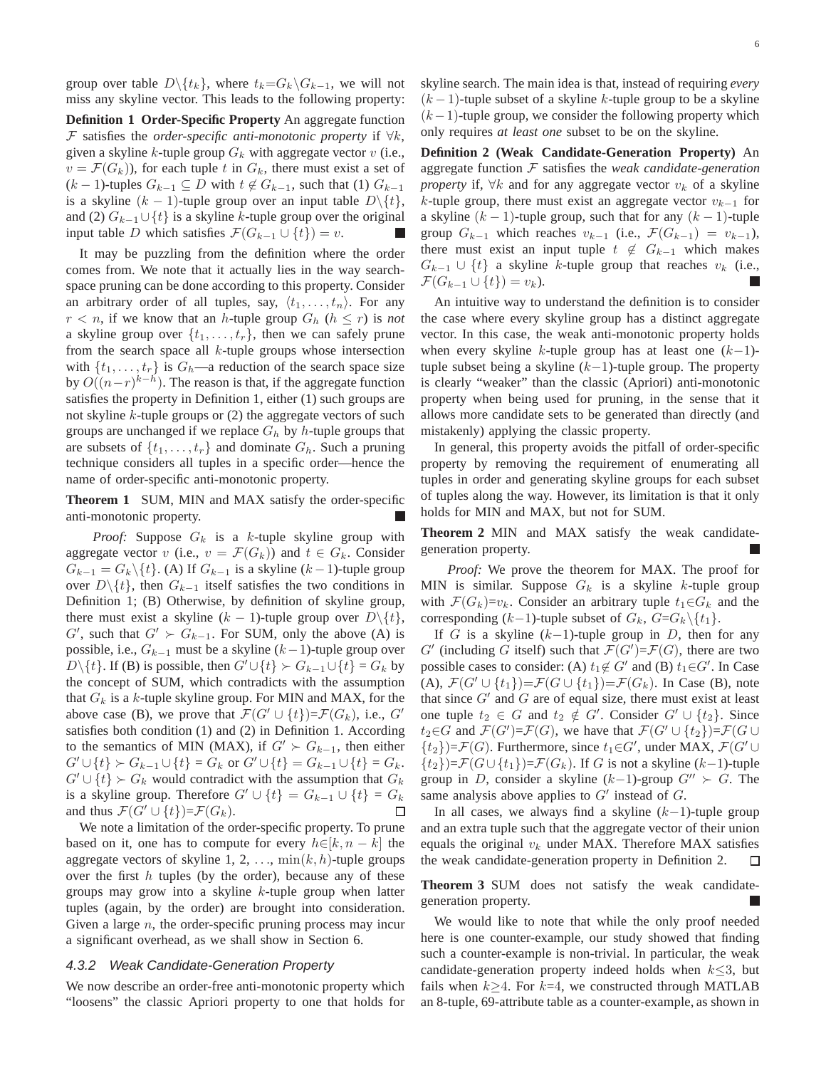group over table $D\backslash\{t_k\}$, where $t_k$=$G_k\backslash G_{k-1}$, we will not miss any skyline vector. This leads to the following property:

**Definition 1 Order-Specific Property** An aggregate function $\mathcal{F}$ satisfies the *order-specific anti-monotonic property* if $\forall k$, given a skyline $k$-tuple group $G_k$ with aggregate vector $v$ (i.e., $v = \mathcal{F}(G_k)$), for each tuple $t$ in $G_k$, there must exist a set of $(k-1)$-tuples $G_{k-1} \subseteq D$ with $t \notin G_{k-1}$, such that (1) $G_{k-1}$ is a skyline $(k-1)$-tuple group over an input table $D\backslash\{t\}$, and (2) $G_{k-1} \cup \{t\}$ is a skyline $k$-tuple group over the original input table $D$ which satisfies $\mathcal{F}(G_{k-1} \cup \{t\}) = v$. ■

It may be puzzling from the definition where the order comes from. We note that it actually lies in the way search-space pruning can be done according to this property. Consider an arbitrary order of all tuples, say, $\langle t_1, \ldots, t_n \rangle$. For any $r < n$, if we know that an $h$-tuple group $G_h$ ($h \leq r$) is *not* a skyline group over $\{t_1, \ldots, t_r\}$, then we can safely prune from the search space all $k$-tuple groups whose intersection with $\{t_1, \ldots, t_r\}$ is $G_h$—a reduction of the search space size by $O((n-r)^{k-h})$. The reason is that, if the aggregate function satisfies the property in Definition 1, either (1) such groups are not skyline $k$-tuple groups or (2) the aggregate vectors of such groups are unchanged if we replace $G_h$ by $h$-tuple groups that are subsets of $\{t_1, \ldots, t_r\}$ and dominate $G_h$. Such a pruning technique considers all tuples in a specific order—hence the name of order-specific anti-monotonic property.

**Theorem 1** SUM, MIN and MAX satisfy the order-specific anti-monotonic property. ■

*Proof:* Suppose $G_k$ is a $k$-tuple skyline group with aggregate vector $v$ (i.e., $v = \mathcal{F}(G_k)$) and $t \in G_k$. Consider $G_{k-1} = G_k\backslash\{t\}$. (A) If $G_{k-1}$ is a skyline $(k-1)$-tuple group over $D\backslash\{t\}$, then $G_{k-1}$ itself satisfies the two conditions in Definition 1; (B) Otherwise, by definition of skyline group, there must exist a skyline $(k-1)$-tuple group over $D\backslash\{t\}$, $G'$, such that $G' \succ G_{k-1}$. For SUM, only the above (A) is possible, i.e., $G_{k-1}$ must be a skyline $(k-1)$-tuple group over $D\backslash\{t\}$. If (B) is possible, then $G' \cup \{t\} \succ G_{k-1} \cup \{t\} = G_k$ by the concept of SUM, which contradicts with the assumption that $G_k$ is a $k$-tuple skyline group. For MIN and MAX, for the above case (B), we prove that $\mathcal{F}(G' \cup \{t\})$=$\mathcal{F}(G_k)$, i.e., $G'$ satisfies both condition (1) and (2) in Definition 1. According to the semantics of MIN (MAX), if $G' \succ G_{k-1}$, then either $G' \cup \{t\} \succ G_{k-1} \cup \{t\} = G_k$ or $G' \cup \{t\} = G_{k-1} \cup \{t\} = G_k$. $G' \cup \{t\} \succ G_k$ would contradict with the assumption that $G_k$ is a skyline group. Therefore $G' \cup \{t\} = G_{k-1} \cup \{t\} = G_k$ and thus $\mathcal{F}(G' \cup \{t\})$=$\mathcal{F}(G_k)$. □

We note a limitation of the order-specific property. To prune based on it, one has to compute for every $h \in [k, n-k]$ the aggregate vectors of skyline 1, 2, ..., $\min(k, h)$-tuple groups over the first $h$ tuples (by the order), because any of these groups may grow into a skyline $k$-tuple group when latter tuples (again, by the order) are brought into consideration. Given a large $n$, the order-specific pruning process may incur a significant overhead, as we shall show in Section 6.

### 4.3.2 Weak Candidate-Generation Property

We now describe an order-free anti-monotonic property which "loosens" the classic Apriori property to one that holds for skyline search. The main idea is that, instead of requiring *every* $(k-1)$-tuple subset of a skyline $k$-tuple group to be a skyline $(k-1)$-tuple group, we consider the following property which only requires *at least one* subset to be on the skyline.

**Definition 2 (Weak Candidate-Generation Property)** An aggregate function $\mathcal{F}$ satisfies the *weak candidate-generation property* if, $\forall k$ and for any aggregate vector $v_k$ of a skyline $k$-tuple group, there must exist an aggregate vector $v_{k-1}$ for a skyline $(k-1)$-tuple group, such that for any $(k-1)$-tuple group $G_{k-1}$ which reaches $v_{k-1}$ (i.e., $\mathcal{F}(G_{k-1}) = v_{k-1}$), there must exist an input tuple $t \notin G_{k-1}$ which makes $G_{k-1} \cup \{t\}$ a skyline $k$-tuple group that reaches $v_k$ (i.e., $\mathcal{F}(G_{k-1} \cup \{t\}) = v_k$). ■

An intuitive way to understand the definition is to consider the case where every skyline group has a distinct aggregate vector. In this case, the weak anti-monotonic property holds when every skyline $k$-tuple group has at least one $(k-1)$-tuple subset being a skyline $(k-1)$-tuple group. The property is clearly "weaker" than the classic (Apriori) anti-monotonic property when being used for pruning, in the sense that it allows more candidate sets to be generated than directly (and mistakenly) applying the classic property.

In general, this property avoids the pitfall of order-specific property by removing the requirement of enumerating all tuples in order and generating skyline groups for each subset of tuples along the way. However, its limitation is that it only holds for MIN and MAX, but not for SUM.

**Theorem 2** MIN and MAX satisfy the weak candidate-generation property. ■

*Proof:* We prove the theorem for MAX. The proof for MIN is similar. Suppose $G_k$ is a skyline $k$-tuple group with $\mathcal{F}(G_k)$=$v_k$. Consider an arbitrary tuple $t_1 \in G_k$ and the corresponding $(k-1)$-tuple subset of $G_k$, $G$=$G_k\backslash\{t_1\}$.

If $G$ is a skyline $(k-1)$-tuple group in $D$, then for any $G'$ (including $G$ itself) such that $\mathcal{F}(G')$=$\mathcal{F}(G)$, there are two possible cases to consider: (A) $t_1 \notin G'$ and (B) $t_1 \in G'$. In Case (A), $\mathcal{F}(G' \cup \{t_1\})$=$\mathcal{F}(G \cup \{t_1\})$=$\mathcal{F}(G_k)$. In Case (B), note that since $G'$ and $G$ are of equal size, there must exist at least one tuple $t_2 \in G$ and $t_2 \notin G'$. Consider $G' \cup \{t_2\}$. Since $t_2 \in G$ and $\mathcal{F}(G')$=$\mathcal{F}(G)$, we have that $\mathcal{F}(G' \cup \{t_2\})$=$\mathcal{F}(G \cup \{t_2\})$=$\mathcal{F}(G)$. Furthermore, since $t_1 \in G'$, under MAX, $\mathcal{F}(G' \cup \{t_2\})$=$\mathcal{F}(G \cup \{t_1\})$=$\mathcal{F}(G_k)$. If $G$ is not a skyline $(k-1)$-tuple group in $D$, consider a skyline $(k-1)$-group $G'' \succ G$. The same analysis above applies to $G'$ instead of $G$.

In all cases, we always find a skyline $(k-1)$-tuple group and an extra tuple such that the aggregate vector of their union equals the original $v_k$ under MAX. Therefore MAX satisfies the weak candidate-generation property in Definition 2. □

**Theorem 3** SUM does not satisfy the weak candidate-generation property. ■

We would like to note that while the only proof needed here is one counter-example, our study showed that finding such a counter-example is non-trivial. In particular, the weak candidate-generation property indeed holds when $k \leq 3$, but fails when $k \geq 4$. For $k$=4, we constructed through MATLAB an 8-tuple, 69-attribute table as a counter-example, as shown in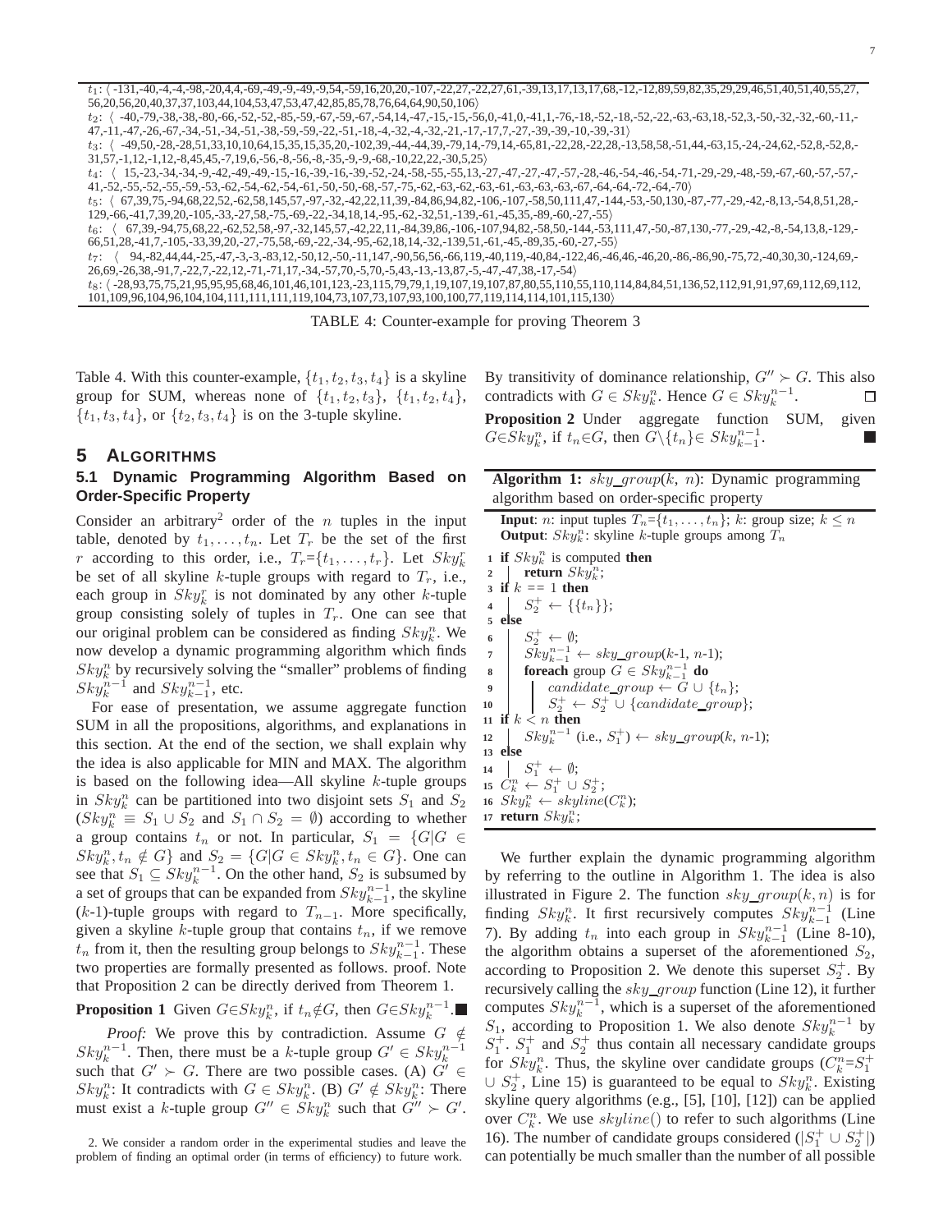$t_1$: ⟨ -131,-40,-4,-4,-98,-20,4,4,-69,-49,-9,-49,-9,54,-59,16,20,20,-107,-22,27,-22,27,61,-39,13,17,13,17,68,-12,-12,89,59,82,35,29,29,46,51,40,51,40,55,27, 56,20,56,20,40,37,37,103,44,104,53,47,53,47,42,85,85,78,76,64,64,90,50,106⟩
$t_2$: ⟨ -40,-79,-38,-38,-80,-66,-52,-52,-85,-59,-67,-59,-67,-54,14,-47,-15,-15,-56,0,-41,0,-41,1,-76,-18,-52,-18,-52,-22,-63,-63,18,-52,3,-50,-32,-32,-60,-11,- 47,-11,-47,-26,-67,-34,-51,-34,-51,-38,-59,-59,-22,-51,-18,-4,-32,-4,-32,-21,-17,-17,7,-27,-39,-39,-10,-39,-31⟩
$t_3$: ⟨ -49,50,-28,-28,51,33,10,10,64,15,35,15,35,20,-102,39,-44,-44,39,-79,14,-79,14,-65,81,-22,28,-22,28,-13,58,58,-51,44,-63,15,-24,-24,62,-52,8,-52,8,- 31,57,-1,12,-1,12,-8,45,45,-7,19,6,-56,-8,-56,-8,-35,-9,-9,-68,-10,22,22,-30,5,25⟩
$t_4$: ⟨ 15,-23,-34,-34,-9,-42,-49,-49,-15,-16,-39,-16,-39,-52,-24,-58,-55,-55,13,-27,-47,-27,-47,-57,-28,-46,-54,-46,-54,-71,-29,-29,-48,-59,-67,-60,-57,-57,- 41,-52,-55,-52,-55,-59,-53,-62,-54,-62,-54,-61,-50,-50,-68,-57,-75,-62,-63,-62,-63,-61,-63,-63,-67,-64,-64,-72,-64,-70⟩
$t_5$: ⟨ 67,39,75,-94,68,22,52,-62,58,145,57,-97,-32,-42,22,11,39,-84,86,94,82,-106,-107,-58,50,111,47,-144,-53,-50,130,-87,-77,-29,-42,-8,13,-54,8,51,28,- 129,-66,-41,7,39,20,-105,-33,-27,58,-75,-69,-22,-34,18,14,-95,-62,-32,51,-139,-61,-45,35,-89,-60,-27,-55⟩
$t_6$: ⟨ 67,39,-94,75,68,22,-62,52,58,-97,-32,145,57,-42,22,11,-84,39,86,-106,-107,94,82,-58,50,-144,-53,111,47,-50,-87,130,-77,-29,-42,-8,-54,13,8,-129,- 66,51,28,-41,7,-105,-33,39,20,-27,-75,58,-69,-22,-34,-95,-62,18,14,-32,-139,51,-61,-45,-89,35,-60,-27,-55⟩
$t_7$: ⟨ 94,-82,44,44,-25,-47,-3,-3,-83,12,-50,12,-50,-11,147,-90,56,56,-66,119,-40,119,-40,84,-122,46,-46,46,-46,20,-86,-86,90,-75,72,-40,30,30,-124,69,- 26,69,-26,38,-91,7,-22,7,-22,12,-71,-71,17,-34,-57,70,-5,70,-5,43,-13,-13,87,-5,-47,-47,38,-17,-54⟩
$t_8$: ⟨ -28,93,75,75,21,95,95,95,68,46,101,46,101,123,-23,115,79,79,1,19,107,19,107,87,80,55,110,55,110,114,84,84,51,136,52,112,91,91,97,69,112,69,112, 101,109,96,104,96,104,104,111,111,111,119,104,73,107,73,107,93,100,100,77,119,114,114,101,115,130⟩

TABLE 4: Counter-example for proving Theorem 3

Table 4. With this counter-example, $\{t_1, t_2, t_3, t_4\}$ is a skyline group for SUM, whereas none of $\{t_1, t_2, t_3\}$, $\{t_1, t_2, t_4\}$, $\{t_1, t_3, t_4\}$, or $\{t_2, t_3, t_4\}$ is on the 3-tuple skyline.

## 5 ALGORITHMS

### 5.1 Dynamic Programming Algorithm Based on Order-Specific Property

Consider an arbitrary[2] order of the $n$ tuples in the input table, denoted by $t_1, \ldots, t_n$. Let $T_r$ be the set of the first $r$ according to this order, i.e., $T_r = \{t_1, \ldots, t_r\}$. Let $Sky_k^r$ be set of all skyline $k$-tuple groups with regard to $T_r$, i.e., each group in $Sky_k^r$ is not dominated by any other $k$-tuple group consisting solely of tuples in $T_r$. One can see that our original problem can be considered as finding $Sky_k^n$. We now develop a dynamic programming algorithm which finds $Sky_k^n$ by recursively solving the "smaller" problems of finding $Sky_k^{n-1}$ and $Sky_{k-1}^{n-1}$, etc.

For ease of presentation, we assume aggregate function SUM in all the propositions, algorithms, and explanations in this section. At the end of the section, we shall explain why the idea is also applicable for MIN and MAX. The algorithm is based on the following idea—All skyline $k$-tuple groups in $Sky_k^n$ can be partitioned into two disjoint sets $S_1$ and $S_2$ ($Sky_k^n \equiv S_1 \cup S_2$ and $S_1 \cap S_2 = \emptyset$) according to whether a group contains $t_n$ or not. In particular, $S_1 = \{G | G \in Sky_k^n, t_n \notin G\}$ and $S_2 = \{G | G \in Sky_k^n, t_n \in G\}$. One can see that $S_1 \subseteq Sky_k^{n-1}$. On the other hand, $S_2$ is subsumed by a set of groups that can be expanded from $Sky_{k-1}^{n-1}$, the skyline ($k$-1)-tuple groups with regard to $T_{n-1}$. More specifically, given a skyline $k$-tuple group that contains $t_n$, if we remove $t_n$ from it, then the resulting group belongs to $Sky_{k-1}^{n-1}$. These two properties are formally presented as follows. proof. Note that Proposition 2 can be directly derived from Theorem 1.

**Proposition 1** Given $G \in Sky_k^n$, if $t_n \notin G$, then $G \in Sky_k^{n-1}$. ■

*Proof:* We prove this by contradiction. Assume $G \notin Sky_k^{n-1}$. Then, there must be a $k$-tuple group $G' \in Sky_k^{n-1}$ such that $G' \succ G$. There are two possible cases. (A) $G' \in Sky_k^n$: It contradicts with $G \in Sky_k^n$. (B) $G' \notin Sky_k^n$: There must exist a $k$-tuple group $G'' \in Sky_k^n$ such that $G'' \succ G'$. By transitivity of dominance relationship, $G'' \succ G$. This also contradicts with $G \in Sky_k^n$. Hence $G \in Sky_k^{n-1}$. □

**Proposition 2** Under aggregate function SUM, given $G \in Sky_k^n$, if $t_n \in G$, then $G \backslash \{t_n\} \in Sky_{k-1}^{n-1}$. ■

**Algorithm 1:** $sky\_group(k,\ n)$: Dynamic programming algorithm based on order-specific property

**Input**: $n$: input tuples $T_n = \{t_1, \ldots, t_n\}$; $k$: group size; $k \leq n$
**Output**: $Sky_k^n$: skyline $k$-tuple groups among $T_n$

```
1  if Sky_k^n is computed then
2      return Sky_k^n;
3  if k == 1 then
4      S_2^+ ← {{t_n}};
5  else
6      S_2^+ ← ∅;
7      Sky_{k-1}^{n-1} ← sky_group(k-1, n-1);
8      foreach group G ∈ Sky_{k-1}^{n-1} do
9          candidate_group ← G ∪ {t_n};
10         S_2^+ ← S_2^+ ∪ {candidate_group};
11 if k < n then
12     Sky_k^{n-1} (i.e., S_1^+) ← sky_group(k, n-1);
13 else
14     S_1^+ ← ∅;
15 C_k^n ← S_1^+ ∪ S_2^+;
16 Sky_k^n ← skyline(C_k^n);
17 return Sky_k^n;
```

We further explain the dynamic programming algorithm by referring to the outline in Algorithm 1. The idea is also illustrated in Figure 2. The function $sky\_group(k, n)$ is for finding $Sky_k^n$. It first recursively computes $Sky_{k-1}^{n-1}$ (Line 7). By adding $t_n$ into each group in $Sky_{k-1}^{n-1}$ (Line 8-10), the algorithm obtains a superset of the aforementioned $S_2$, according to Proposition 2. We denote this superset $S_2^+$. By recursively calling the $sky\_group$ function (Line 12), it further computes $Sky_k^{n-1}$, which is a superset of the aforementioned $S_1$, according to Proposition 1. We also denote $Sky_k^{n-1}$ by $S_1^+$. $S_1^+$ and $S_2^+$ thus contain all necessary candidate groups for $Sky_k^n$. Thus, the skyline over candidate groups ($C_k^n = S_1^+ \cup S_2^+$, Line 15) is guaranteed to be equal to $Sky_k^n$. Existing skyline query algorithms (e.g., [5], [10], [12]) can be applied over $C_k^n$. We use $skyline()$ to refer to such algorithms (Line 16). The number of candidate groups considered ($|S_1^+ \cup S_2^+|$) can potentially be much smaller than the number of all possible

2. We consider a random order in the experimental studies and leave the problem of finding an optimal order (in terms of efficiency) to future work.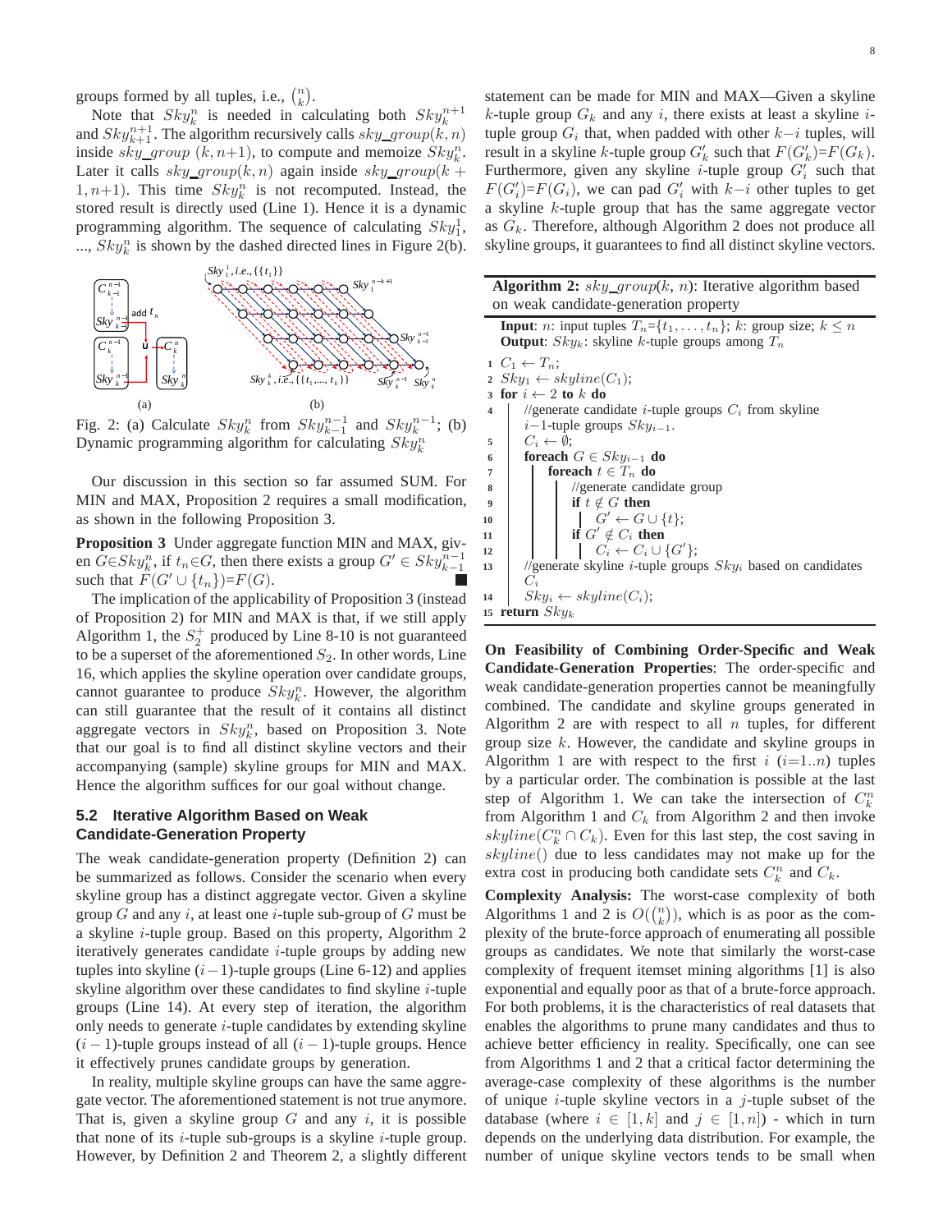groups formed by all tuples, i.e., $\binom{n}{k}$.

Note that $Sky_k^n$ is needed in calculating both $Sky_k^{n+1}$ and $Sky_{k+1}^{n+1}$. The algorithm recursively calls $sky\_group(k,n)$ inside $sky\_group\ (k,n{+}1)$, to compute and memoize $Sky_k^n$. Later it calls $sky\_group(k,n)$ again inside $sky\_group(k+1,n{+}1)$. This time $Sky_k^n$ is not recomputed. Instead, the stored result is directly used (Line 1). Hence it is a dynamic programming algorithm. The sequence of calculating $Sky_1^1$, ..., $Sky_k^n$ is shown by the dashed directed lines in Figure 2(b).

Fig. 2: (a) Calculate $Sky_k^n$ from $Sky_{k-1}^{n-1}$ and $Sky_k^{n-1}$; (b) Dynamic programming algorithm for calculating $Sky_k^n$

Our discussion in this section so far assumed SUM. For MIN and MAX, Proposition 2 requires a small modification, as shown in the following Proposition 3.

**Proposition 3** Under aggregate function MIN and MAX, given $G \in Sky_k^n$, if $t_n \in G$, then there exists a group $G' \in Sky_{k-1}^{n-1}$ such that $F(G' \cup \{t_n\}) = F(G)$. ∎

The implication of the applicability of Proposition 3 (instead of Proposition 2) for MIN and MAX is that, if we still apply Algorithm 1, the $S_2^+$ produced by Line 8-10 is not guaranteed to be a superset of the aforementioned $S_2$. In other words, Line 16, which applies the skyline operation over candidate groups, cannot guarantee to produce $Sky_k^n$. However, the algorithm can still guarantee that the result of it contains all distinct aggregate vectors in $Sky_k^n$, based on Proposition 3. Note that our goal is to find all distinct skyline vectors and their accompanying (sample) skyline groups for MIN and MAX. Hence the algorithm suffices for our goal without change.

### 5.2 Iterative Algorithm Based on Weak Candidate-Generation Property

The weak candidate-generation property (Definition 2) can be summarized as follows. Consider the scenario when every skyline group has a distinct aggregate vector. Given a skyline group $G$ and any $i$, at least one $i$-tuple sub-group of $G$ must be a skyline $i$-tuple group. Based on this property, Algorithm 2 iteratively generates candidate $i$-tuple groups by adding new tuples into skyline $(i-1)$-tuple groups (Line 6-12) and applies skyline algorithm over these candidates to find skyline $i$-tuple groups (Line 14). At every step of iteration, the algorithm only needs to generate $i$-tuple candidates by extending skyline $(i-1)$-tuple groups instead of all $(i-1)$-tuple groups. Hence it effectively prunes candidate groups by generation.

In reality, multiple skyline groups can have the same aggregate vector. The aforementioned statement is not true anymore. That is, given a skyline group $G$ and any $i$, it is possible that none of its $i$-tuple sub-groups is a skyline $i$-tuple group. However, by Definition 2 and Theorem 2, a slightly different statement can be made for MIN and MAX—Given a skyline $k$-tuple group $G_k$ and any $i$, there exists at least a skyline $i$-tuple group $G_i$ that, when padded with other $k-i$ tuples, will result in a skyline $k$-tuple group $G'_k$ such that $F(G'_k)=F(G_k)$. Furthermore, given any skyline $i$-tuple group $G'_i$ such that $F(G'_i)=F(G_i)$, we can pad $G'_i$ with $k-i$ other tuples to get a skyline $k$-tuple group that has the same aggregate vector as $G_k$. Therefore, although Algorithm 2 does not produce all skyline groups, it guarantees to find all distinct skyline vectors.

**Algorithm 2:** $sky\_group(k,\ n)$: Iterative algorithm based on weak candidate-generation property

```
Input: n: input tuples T_n={t_1, ..., t_n}; k: group size; k ≤ n
Output: Sky_k: skyline k-tuple groups among T_n
1  C_1 ← T_n;
2  Sky_1 ← skyline(C_1);
3  for i ← 2 to k do
4      //generate candidate i-tuple groups C_i from skyline
       i−1-tuple groups Sky_{i−1}.
5      C_i ← ∅;
6      foreach G ∈ Sky_{i−1} do
7          foreach t ∈ T_n do
8              //generate candidate group
9              if t ∉ G then
10                 G' ← G ∪ {t};
11             if G' ∉ C_i then
12                 C_i ← C_i ∪ {G'};
13     //generate skyline i-tuple groups Sky_i based on candidates
       C_i
14     Sky_i ← skyline(C_i);
15 return Sky_k
```

**On Feasibility of Combining Order-Specific and Weak Candidate-Generation Properties**: The order-specific and weak candidate-generation properties cannot be meaningfully combined. The candidate and skyline groups generated in Algorithm 2 are with respect to all $n$ tuples, for different group size $k$. However, the candidate and skyline groups in Algorithm 1 are with respect to the first $i$ ($i$=1..$n$) tuples by a particular order. The combination is possible at the last step of Algorithm 1. We can take the intersection of $C_k^n$ from Algorithm 1 and $C_k$ from Algorithm 2 and then invoke $skyline(C_k^n \cap C_k)$. Even for this last step, the cost saving in $skyline()$ due to less candidates may not make up for the extra cost in producing both candidate sets $C_k^n$ and $C_k$.

**Complexity Analysis:** The worst-case complexity of both Algorithms 1 and 2 is $O(\binom{n}{k})$, which is as poor as the complexity of the brute-force approach of enumerating all possible groups as candidates. We note that similarly the worst-case complexity of frequent itemset mining algorithms [1] is also exponential and equally poor as that of a brute-force approach. For both problems, it is the characteristics of real datasets that enables the algorithms to prune many candidates and thus to achieve better efficiency in reality. Specifically, one can see from Algorithms 1 and 2 that a critical factor determining the average-case complexity of these algorithms is the number of unique $i$-tuple skyline vectors in a $j$-tuple subset of the database (where $i \in [1,k]$ and $j \in [1,n]$) - which in turn depends on the underlying data distribution. For example, the number of unique skyline vectors tends to be small when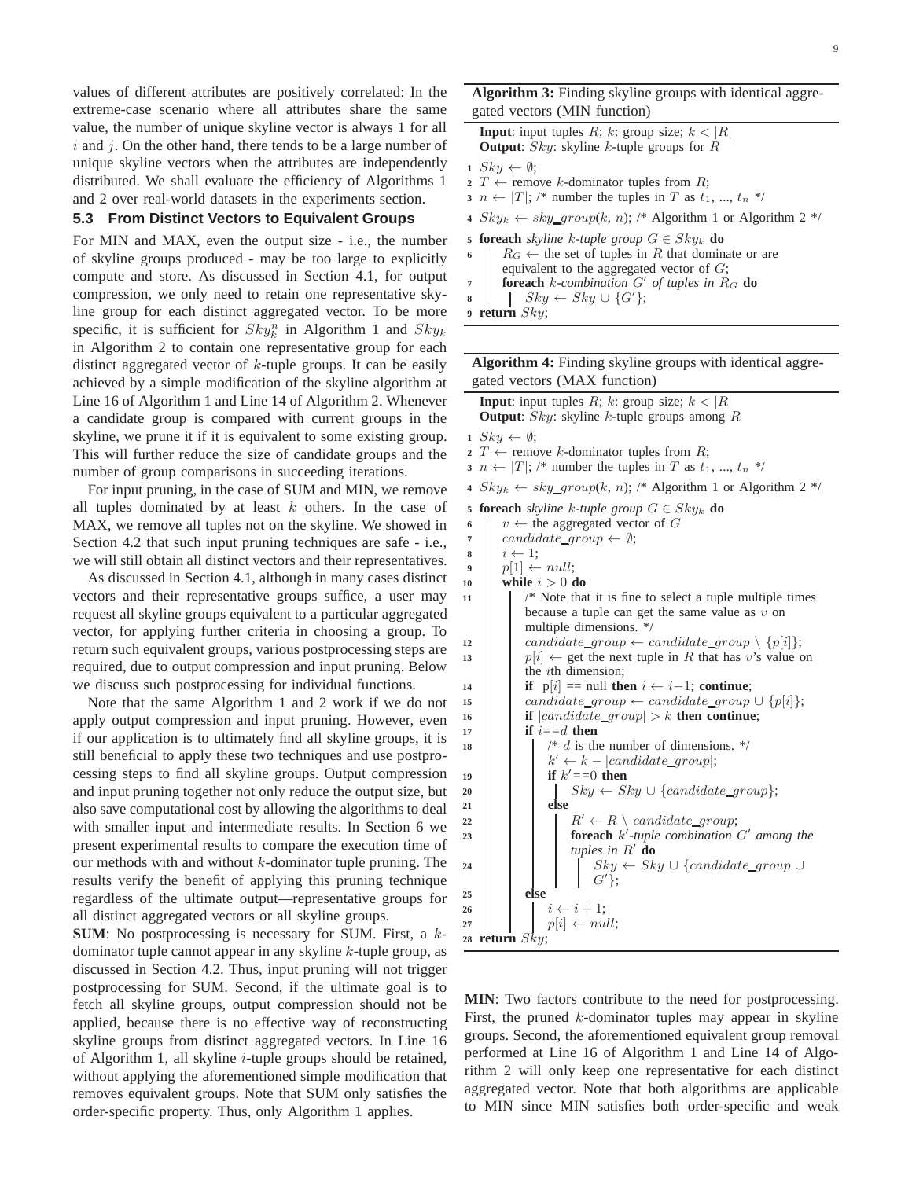values of different attributes are positively correlated: In the extreme-case scenario where all attributes share the same value, the number of unique skyline vector is always 1 for all $i$ and $j$. On the other hand, there tends to be a large number of unique skyline vectors when the attributes are independently distributed. We shall evaluate the efficiency of Algorithms 1 and 2 over real-world datasets in the experiments section.

### 5.3 From Distinct Vectors to Equivalent Groups

For MIN and MAX, even the output size - i.e., the number of skyline groups produced - may be too large to explicitly compute and store. As discussed in Section 4.1, for output compression, we only need to retain one representative skyline group for each distinct aggregated vector. To be more specific, it is sufficient for $Sky_k^n$ in Algorithm 1 and $Sky_k$ in Algorithm 2 to contain one representative group for each distinct aggregated vector of $k$-tuple groups. It can be easily achieved by a simple modification of the skyline algorithm at Line 16 of Algorithm 1 and Line 14 of Algorithm 2. Whenever a candidate group is compared with current groups in the skyline, we prune it if it is equivalent to some existing group. This will further reduce the size of candidate groups and the number of group comparisons in succeeding iterations.

For input pruning, in the case of SUM and MIN, we remove all tuples dominated by at least $k$ others. In the case of MAX, we remove all tuples not on the skyline. We showed in Section 4.2 that such input pruning techniques are safe - i.e., we will still obtain all distinct vectors and their representatives.

As discussed in Section 4.1, although in many cases distinct vectors and their representative groups suffice, a user may request all skyline groups equivalent to a particular aggregated vector, for applying further criteria in choosing a group. To return such equivalent groups, various postprocessing steps are required, due to output compression and input pruning. Below we discuss such postprocessing for individual functions.

Note that the same Algorithm 1 and 2 work if we do not apply output compression and input pruning. However, even if our application is to ultimately find all skyline groups, it is still beneficial to apply these two techniques and use postprocessing steps to find all skyline groups. Output compression and input pruning together not only reduce the output size, but also save computational cost by allowing the algorithms to deal with smaller input and intermediate results. In Section 6 we present experimental results to compare the execution time of our methods with and without $k$-dominator tuple pruning. The results verify the benefit of applying this pruning technique regardless of the ultimate output—representative groups for all distinct aggregated vectors or all skyline groups.

**SUM**: No postprocessing is necessary for SUM. First, a $k$-dominator tuple cannot appear in any skyline $k$-tuple group, as discussed in Section 4.2. Thus, input pruning will not trigger postprocessing for SUM. Second, if the ultimate goal is to fetch all skyline groups, output compression should not be applied, because there is no effective way of reconstructing skyline groups from distinct aggregated vectors. In Line 16 of Algorithm 1, all skyline $i$-tuple groups should be retained, without applying the aforementioned simple modification that removes equivalent groups. Note that SUM only satisfies the order-specific property. Thus, only Algorithm 1 applies.

**Algorithm 3:** Finding skyline groups with identical aggregated vectors (MIN function)

```
Input: input tuples R; k: group size; k < |R|
Output: Sky: skyline k-tuple groups for R
1  Sky ← ∅;
2  T ← remove k-dominator tuples from R;
3  n ← |T|; /* number the tuples in T as t_1, ..., t_n */
4  Sky_k ← sky_group(k, n); /* Algorithm 1 or Algorithm 2 */
5  foreach skyline k-tuple group G ∈ Sky_k do
6      R_G ← the set of tuples in R that dominate or are
          equivalent to the aggregated vector of G;
7      foreach k-combination G' of tuples in R_G do
8          Sky ← Sky ∪ {G'};
9  return Sky;
```

**Algorithm 4:** Finding skyline groups with identical aggregated vectors (MAX function)

```
Input: input tuples R; k: group size; k < |R|
Output: Sky: skyline k-tuple groups among R
1  Sky ← ∅;
2  T ← remove k-dominator tuples from R;
3  n ← |T|; /* number the tuples in T as t_1, ..., t_n */
4  Sky_k ← sky_group(k, n); /* Algorithm 1 or Algorithm 2 */
5  foreach skyline k-tuple group G ∈ Sky_k do
6      v ← the aggregated vector of G
7      candidate_group ← ∅;
8      i ← 1;
9      p[1] ← null;
10     while i > 0 do
11         /* Note that it is fine to select a tuple multiple times
              because a tuple can get the same value as v on
              multiple dimensions. */
12         candidate_group ← candidate_group \ {p[i]};
13         p[i] ← get the next tuple in R that has v's value on
              the ith dimension;
14         if p[i] == null then i ← i−1; continue;
15         candidate_group ← candidate_group ∪ {p[i]};
16         if |candidate_group| > k then continue;
17         if i==d then
18             /* d is the number of dimensions. */
               k' ← k − |candidate_group|;
19             if k'==0 then
20                 Sky ← Sky ∪ {candidate_group};
21             else
22                 R' ← R \ candidate_group;
23                 foreach k'-tuple combination G' among the
                      tuples in R' do
24                     Sky ← Sky ∪ {candidate_group ∪
                          G'};
25         else
26             i ← i + 1;
27             p[i] ← null;
28 return Sky;
```

**MIN**: Two factors contribute to the need for postprocessing. First, the pruned $k$-dominator tuples may appear in skyline groups. Second, the aforementioned equivalent group removal performed at Line 16 of Algorithm 1 and Line 14 of Algorithm 2 will only keep one representative for each distinct aggregated vector. Note that both algorithms are applicable to MIN since MIN satisfies both order-specific and weak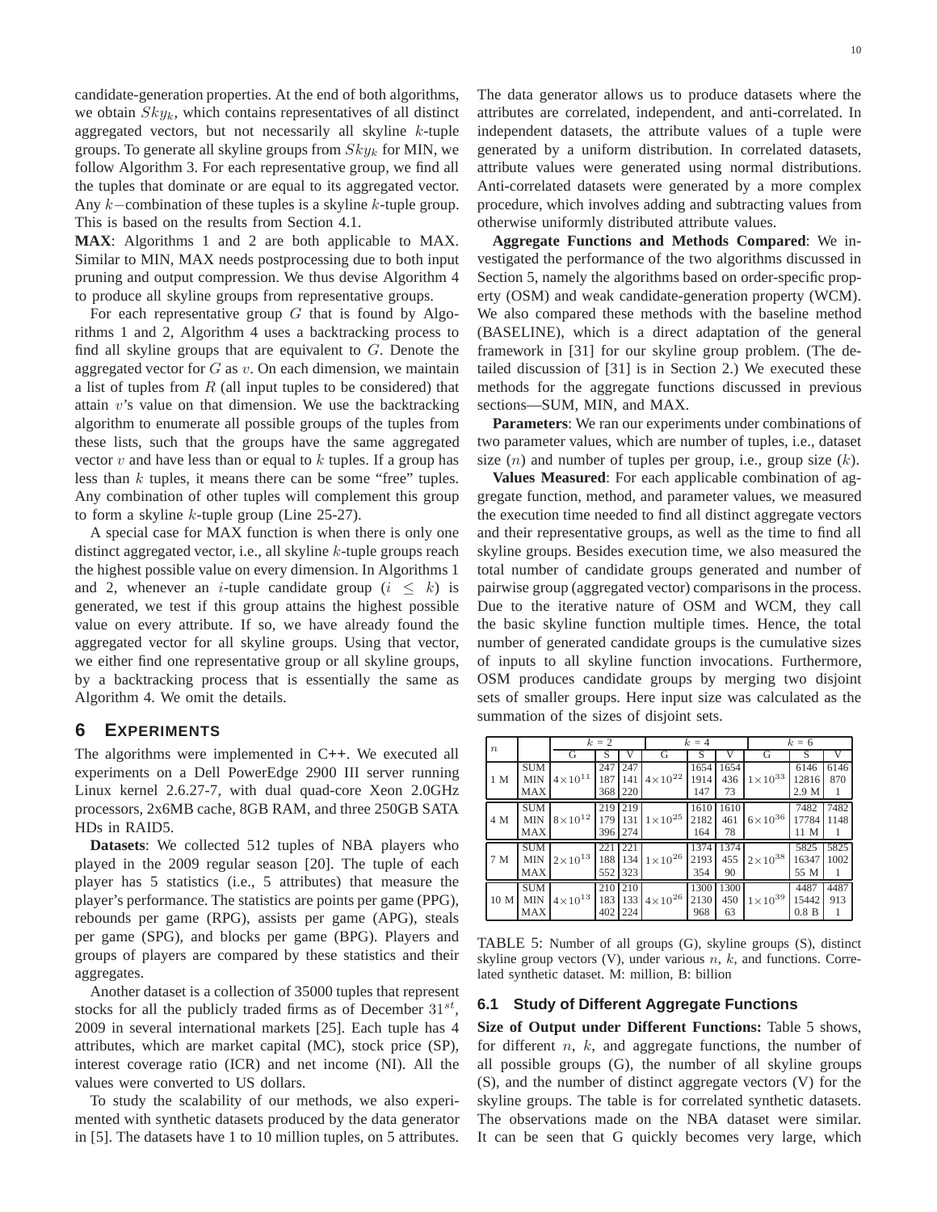candidate-generation properties. At the end of both algorithms, we obtain $Sky_k$, which contains representatives of all distinct aggregated vectors, but not necessarily all skyline $k$-tuple groups. To generate all skyline groups from $Sky_k$ for MIN, we follow Algorithm 3. For each representative group, we find all the tuples that dominate or are equal to its aggregated vector. Any $k-$combination of these tuples is a skyline $k$-tuple group. This is based on the results from Section 4.1.

**MAX**: Algorithms 1 and 2 are both applicable to MAX. Similar to MIN, MAX needs postprocessing due to both input pruning and output compression. We thus devise Algorithm 4 to produce all skyline groups from representative groups.

For each representative group $G$ that is found by Algorithms 1 and 2, Algorithm 4 uses a backtracking process to find all skyline groups that are equivalent to $G$. Denote the aggregated vector for $G$ as $v$. On each dimension, we maintain a list of tuples from $R$ (all input tuples to be considered) that attain $v$'s value on that dimension. We use the backtracking algorithm to enumerate all possible groups of the tuples from these lists, such that the groups have the same aggregated vector $v$ and have less than or equal to $k$ tuples. If a group has less than $k$ tuples, it means there can be some "free" tuples. Any combination of other tuples will complement this group to form a skyline $k$-tuple group (Line 25-27).

A special case for MAX function is when there is only one distinct aggregated vector, i.e., all skyline $k$-tuple groups reach the highest possible value on every dimension. In Algorithms 1 and 2, whenever an $i$-tuple candidate group ($i \leq k$) is generated, we test if this group attains the highest possible value on every attribute. If so, we have already found the aggregated vector for all skyline groups. Using that vector, we either find one representative group or all skyline groups, by a backtracking process that is essentially the same as Algorithm 4. We omit the details.

## 6 Experiments

The algorithms were implemented in C++. We executed all experiments on a Dell PowerEdge 2900 III server running Linux kernel 2.6.27-7, with dual quad-core Xeon 2.0GHz processors, 2x6MB cache, 8GB RAM, and three 250GB SATA HDs in RAID5.

**Datasets**: We collected 512 tuples of NBA players who played in the 2009 regular season [20]. The tuple of each player has 5 statistics (i.e., 5 attributes) that measure the player's performance. The statistics are points per game (PPG), rebounds per game (RPG), assists per game (APG), steals per game (SPG), and blocks per game (BPG). Players and groups of players are compared by these statistics and their aggregates.

Another dataset is a collection of 35000 tuples that represent stocks for all the publicly traded firms as of December $31^{st}$, 2009 in several international markets [25]. Each tuple has 4 attributes, which are market capital (MC), stock price (SP), interest coverage ratio (ICR) and net income (NI). All the values were converted to US dollars.

To study the scalability of our methods, we also experimented with synthetic datasets produced by the data generator in [5]. The datasets have 1 to 10 million tuples, on 5 attributes. The data generator allows us to produce datasets where the attributes are correlated, independent, and anti-correlated. In independent datasets, the attribute values of a tuple were generated by a uniform distribution. In correlated datasets, attribute values were generated using normal distributions. Anti-correlated datasets were generated by a more complex procedure, which involves adding and subtracting values from otherwise uniformly distributed attribute values.

**Aggregate Functions and Methods Compared**: We investigated the performance of the two algorithms discussed in Section 5, namely the algorithms based on order-specific property (OSM) and weak candidate-generation property (WCM). We also compared these methods with the baseline method (BASELINE), which is a direct adaptation of the general framework in [31] for our skyline group problem. (The detailed discussion of [31] is in Section 2.) We executed these methods for the aggregate functions discussed in previous sections—SUM, MIN, and MAX.

**Parameters**: We ran our experiments under combinations of two parameter values, which are number of tuples, i.e., dataset size ($n$) and number of tuples per group, i.e., group size ($k$).

**Values Measured**: For each applicable combination of aggregate function, method, and parameter values, we measured the execution time needed to find all distinct aggregate vectors and their representative groups, as well as the time to find all skyline groups. Besides execution time, we also measured the total number of candidate groups generated and number of pairwise group (aggregated vector) comparisons in the process. Due to the iterative nature of OSM and WCM, they call the basic skyline function multiple times. Hence, the total number of generated candidate groups is the cumulative sizes of inputs to all skyline function invocations. Furthermore, OSM produces candidate groups by merging two disjoint sets of smaller groups. Here input size was calculated as the summation of the sizes of disjoint sets.

| $n$ | | $k$ = 2 | | | $k$ = 4 | | | $k$ = 6 | | |
|---|---|---|---|---|---|---|---|---|---|---|
| | | G | S | V | G | S | V | G | S | V |
| 1 M | SUM | $4\times10^{11}$ | 247 | 247 | $4\times10^{22}$ | 1654 | 1654 | $1\times10^{33}$ | 6146 | 6146 |
| | MIN | | 187 | 141 | | 1914 | 436 | | 12816 | 870 |
| | MAX | | 368 | 220 | | 147 | 73 | | 2.9 M | 1 |
| 4 M | SUM | $8\times10^{12}$ | 219 | 219 | $1\times10^{25}$ | 1610 | 1610 | $6\times10^{36}$ | 7482 | 7482 |
| | MIN | | 179 | 131 | | 2182 | 461 | | 17784 | 1148 |
| | MAX | | 396 | 274 | | 164 | 78 | | 11 M | 1 |
| 7 M | SUM | $2\times10^{13}$ | 221 | 221 | $1\times10^{26}$ | 1374 | 1374 | $2\times10^{38}$ | 5825 | 5825 |
| | MIN | | 188 | 134 | | 2193 | 455 | | 16347 | 1002 |
| | MAX | | 552 | 323 | | 354 | 90 | | 55 M | 1 |
| 10 M | SUM | $4\times10^{13}$ | 210 | 210 | $4\times10^{26}$ | 1300 | 1300 | $1\times10^{39}$ | 4487 | 4487 |
| | MIN | | 183 | 133 | | 2130 | 450 | | 15442 | 913 |
| | MAX | | 402 | 224 | | 968 | 63 | | 0.8 B | 1 |

TABLE 5: Number of all groups (G), skyline groups (S), distinct skyline group vectors (V), under various $n$, $k$, and functions. Correlated synthetic dataset. M: million, B: billion

### 6.1 Study of Different Aggregate Functions

**Size of Output under Different Functions:** Table 5 shows, for different $n$, $k$, and aggregate functions, the number of all possible groups (G), the number of all skyline groups (S), and the number of distinct aggregate vectors (V) for the skyline groups. The table is for correlated synthetic datasets. The observations made on the NBA dataset were similar. It can be seen that G quickly becomes very large, which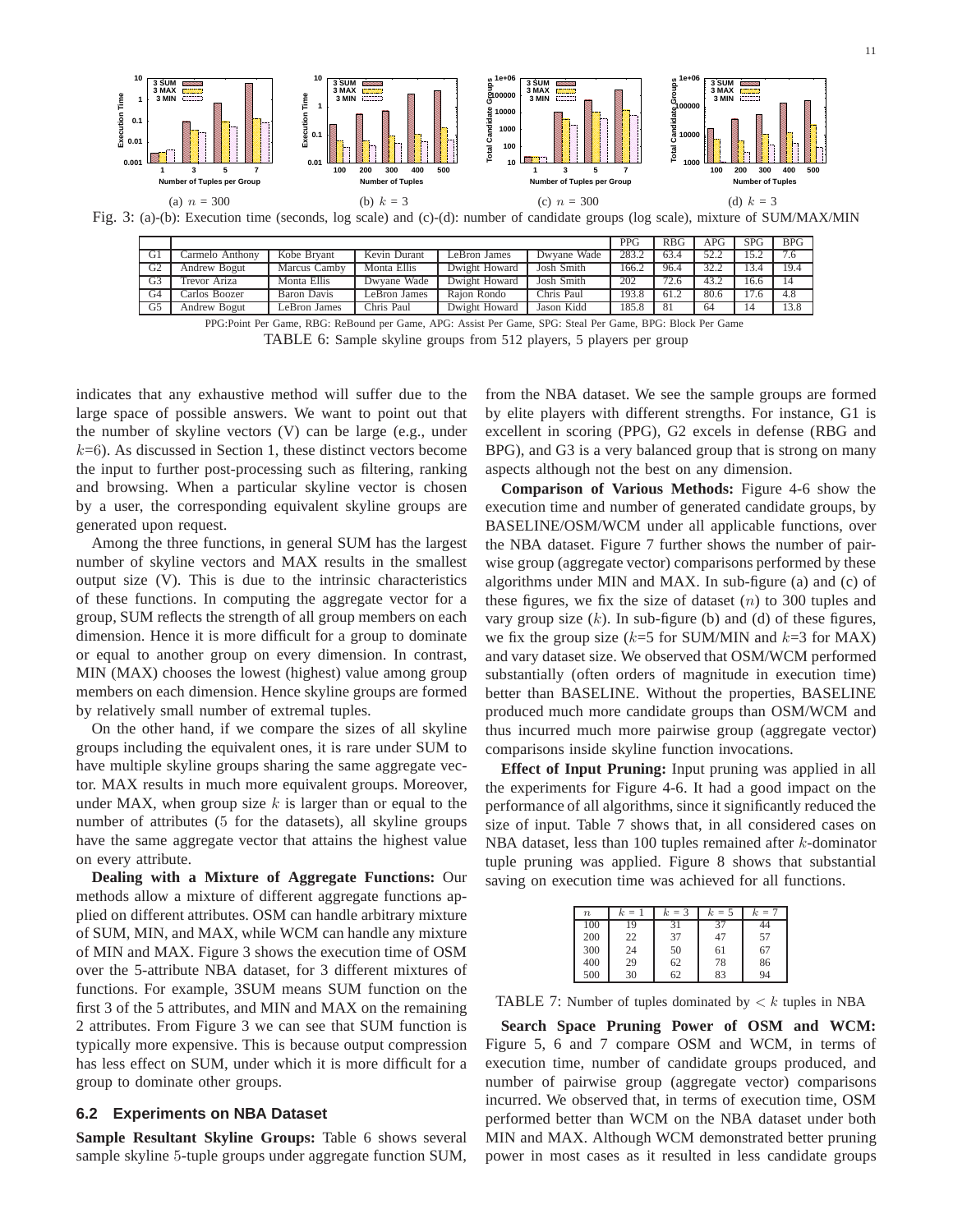(a) $n$ = 300 (b) $k$ = 3 (c) $n$ = 300 (d) $k$ = 3

Fig. 3: (a)-(b): Execution time (seconds, log scale) and (c)-(d): number of candidate groups (log scale), mixture of SUM/MAX/MIN

| | | | | | | PPG | RBG | APG | SPG | BPG |
|---|---|---|---|---|---|---|---|---|---|---|
| G1 | Carmelo Anthony | Kobe Bryant | Kevin Durant | LeBron James | Dwyane Wade | 283.2 | 63.4 | 52.2 | 15.2 | 7.6 |
| G2 | Andrew Bogut | Marcus Camby | Monta Ellis | Dwight Howard | Josh Smith | 166.2 | 96.4 | 32.2 | 13.4 | 19.4 |
| G3 | Trevor Ariza | Monta Ellis | Dwyane Wade | Dwight Howard | Josh Smith | 202 | 72.6 | 43.2 | 16.6 | 14 |
| G4 | Carlos Boozer | Baron Davis | LeBron James | Rajon Rondo | Chris Paul | 193.8 | 61.2 | 80.6 | 17.6 | 4.8 |
| G5 | Andrew Bogut | LeBron James | Chris Paul | Dwight Howard | Jason Kidd | 185.8 | 81 | 64 | 14 | 13.8 |

PPG:Point Per Game, RBG: ReBound per Game, APG: Assist Per Game, SPG: Steal Per Game, BPG: Block Per Game

TABLE 6: Sample skyline groups from 512 players, 5 players per group

indicates that any exhaustive method will suffer due to the large space of possible answers. We want to point out that the number of skyline vectors (V) can be large (e.g., under $k$=6). As discussed in Section 1, these distinct vectors become the input to further post-processing such as filtering, ranking and browsing. When a particular skyline vector is chosen by a user, the corresponding equivalent skyline groups are generated upon request.

Among the three functions, in general SUM has the largest number of skyline vectors and MAX results in the smallest output size (V). This is due to the intrinsic characteristics of these functions. In computing the aggregate vector for a group, SUM reflects the strength of all group members on each dimension. Hence it is more difficult for a group to dominate or equal to another group on every dimension. In contrast, MIN (MAX) chooses the lowest (highest) value among group members on each dimension. Hence skyline groups are formed by relatively small number of extremal tuples.

On the other hand, if we compare the sizes of all skyline groups including the equivalent ones, it is rare under SUM to have multiple skyline groups sharing the same aggregate vector. MAX results in much more equivalent groups. Moreover, under MAX, when group size $k$ is larger than or equal to the number of attributes (5 for the datasets), all skyline groups have the same aggregate vector that attains the highest value on every attribute.

**Dealing with a Mixture of Aggregate Functions:** Our methods allow a mixture of different aggregate functions applied on different attributes. OSM can handle arbitrary mixture of SUM, MIN, and MAX, while WCM can handle any mixture of MIN and MAX. Figure 3 shows the execution time of OSM over the 5-attribute NBA dataset, for 3 different mixtures of functions. For example, 3SUM means SUM function on the first 3 of the 5 attributes, and MIN and MAX on the remaining 2 attributes. From Figure 3 we can see that SUM function is typically more expensive. This is because output compression has less effect on SUM, under which it is more difficult for a group to dominate other groups.

## 6.2 Experiments on NBA Dataset

**Sample Resultant Skyline Groups:** Table 6 shows several sample skyline 5-tuple groups under aggregate function SUM, from the NBA dataset. We see the sample groups are formed by elite players with different strengths. For instance, G1 is excellent in scoring (PPG), G2 excels in defense (RBG and BPG), and G3 is a very balanced group that is strong on many aspects although not the best on any dimension.

**Comparison of Various Methods:** Figure 4-6 show the execution time and number of generated candidate groups, by BASELINE/OSM/WCM under all applicable functions, over the NBA dataset. Figure 7 further shows the number of pairwise group (aggregate vector) comparisons performed by these algorithms under MIN and MAX. In sub-figure (a) and (c) of these figures, we fix the size of dataset ($n$) to 300 tuples and vary group size ($k$). In sub-figure (b) and (d) of these figures, we fix the group size ($k$=5 for SUM/MIN and $k$=3 for MAX) and vary dataset size. We observed that OSM/WCM performed substantially (often orders of magnitude in execution time) better than BASELINE. Without the properties, BASELINE produced much more candidate groups than OSM/WCM and thus incurred much more pairwise group (aggregate vector) comparisons inside skyline function invocations.

**Effect of Input Pruning:** Input pruning was applied in all the experiments for Figure 4-6. It had a good impact on the performance of all algorithms, since it significantly reduced the size of input. Table 7 shows that, in all considered cases on NBA dataset, less than 100 tuples remained after $k$-dominator tuple pruning was applied. Figure 8 shows that substantial saving on execution time was achieved for all functions.

| $n$ | $k$ = 1 | $k$ = 3 | $k$ = 5 | $k$ = 7 |
|---|---|---|---|---|
| 100 | 19 | 31 | 37 | 44 |
| 200 | 22 | 37 | 47 | 57 |
| 300 | 24 | 50 | 61 | 67 |
| 400 | 29 | 62 | 78 | 86 |
| 500 | 30 | 62 | 83 | 94 |

TABLE 7: Number of tuples dominated by $< k$ tuples in NBA

**Search Space Pruning Power of OSM and WCM:** Figure 5, 6 and 7 compare OSM and WCM, in terms of execution time, number of candidate groups produced, and number of pairwise group (aggregate vector) comparisons incurred. We observed that, in terms of execution time, OSM performed better than WCM on the NBA dataset under both MIN and MAX. Although WCM demonstrated better pruning power in most cases as it resulted in less candidate groups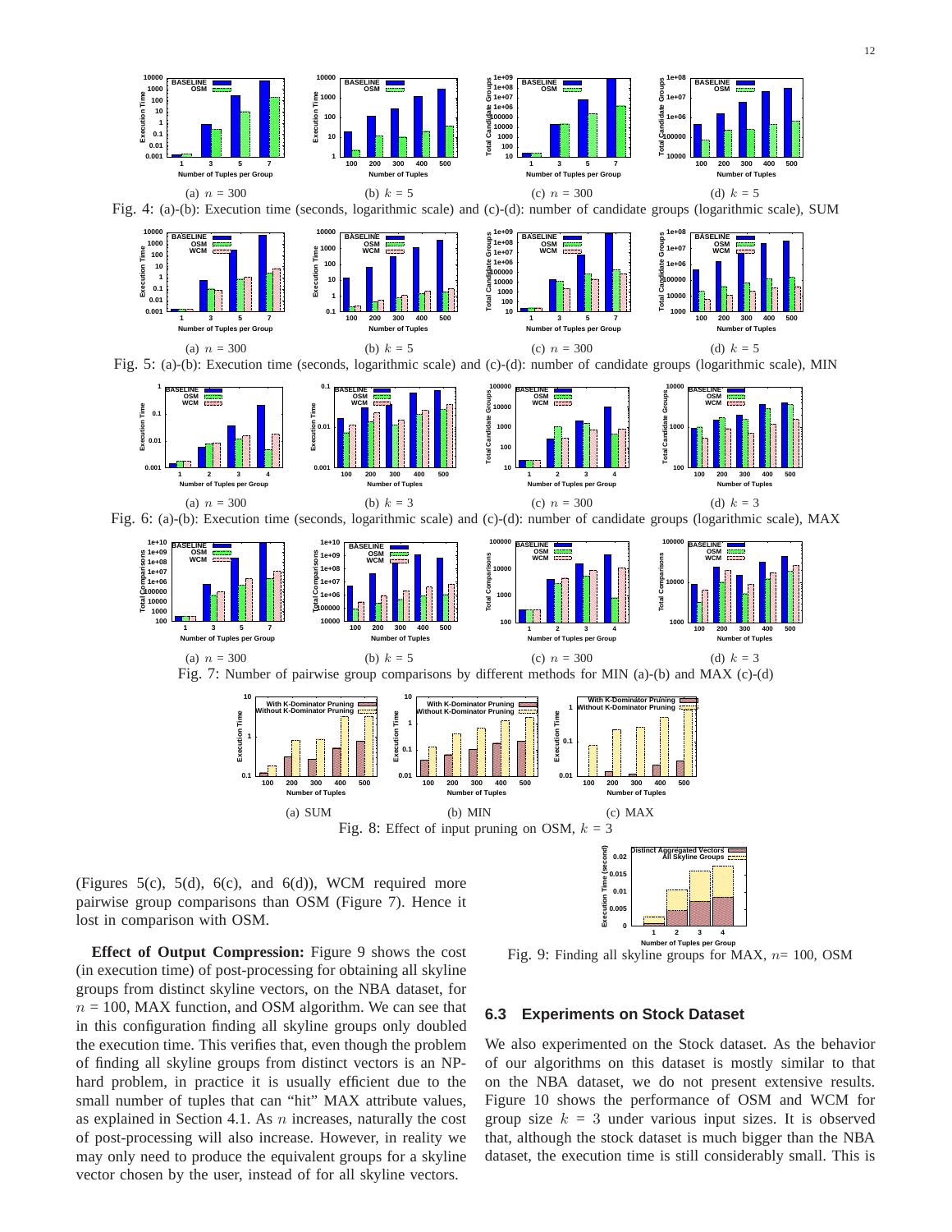(a) $n$ = 300 (b) $k$ = 5 (c) $n$ = 300 (d) $k$ = 5

Fig. 4: (a)-(b): Execution time (seconds, logarithmic scale) and (c)-(d): number of candidate groups (logarithmic scale), SUM

(a) $n$ = 300 (b) $k$ = 5 (c) $n$ = 300 (d) $k$ = 5

Fig. 5: (a)-(b): Execution time (seconds, logarithmic scale) and (c)-(d): number of candidate groups (logarithmic scale), MIN

(a) $n$ = 300 (b) $k$ = 3 (c) $n$ = 300 (d) $k$ = 3

Fig. 6: (a)-(b): Execution time (seconds, logarithmic scale) and (c)-(d): number of candidate groups (logarithmic scale), MAX

(a) $n$ = 300 (b) $k$ = 5 (c) $n$ = 300 (d) $k$ = 3

Fig. 7: Number of pairwise group comparisons by different methods for MIN (a)-(b) and MAX (c)-(d)

(a) SUM (b) MIN (c) MAX

Fig. 8: Effect of input pruning on OSM, $k$ = 3

(Figures 5(c), 5(d), 6(c), and 6(d)), WCM required more pairwise group comparisons than OSM (Figure 7). Hence it lost in comparison with OSM.

**Effect of Output Compression:** Figure 9 shows the cost (in execution time) of post-processing for obtaining all skyline groups from distinct skyline vectors, on the NBA dataset, for $n$ = 100, MAX function, and OSM algorithm. We can see that in this configuration finding all skyline groups only doubled the execution time. This verifies that, even though the problem of finding all skyline groups from distinct vectors is an NP-hard problem, in practice it is usually efficient due to the small number of tuples that can "hit" MAX attribute values, as explained in Section 4.1. As $n$ increases, naturally the cost of post-processing will also increase. However, in reality we may only need to produce the equivalent groups for a skyline vector chosen by the user, instead of for all skyline vectors.

Fig. 9: Finding all skyline groups for MAX, $n$= 100, OSM

### 6.3 Experiments on Stock Dataset

We also experimented on the Stock dataset. As the behavior of our algorithms on this dataset is mostly similar to that on the NBA dataset, we do not present extensive results. Figure 10 shows the performance of OSM and WCM for group size $k$ = 3 under various input sizes. It is observed that, although the stock dataset is much bigger than the NBA dataset, the execution time is still considerably small. This is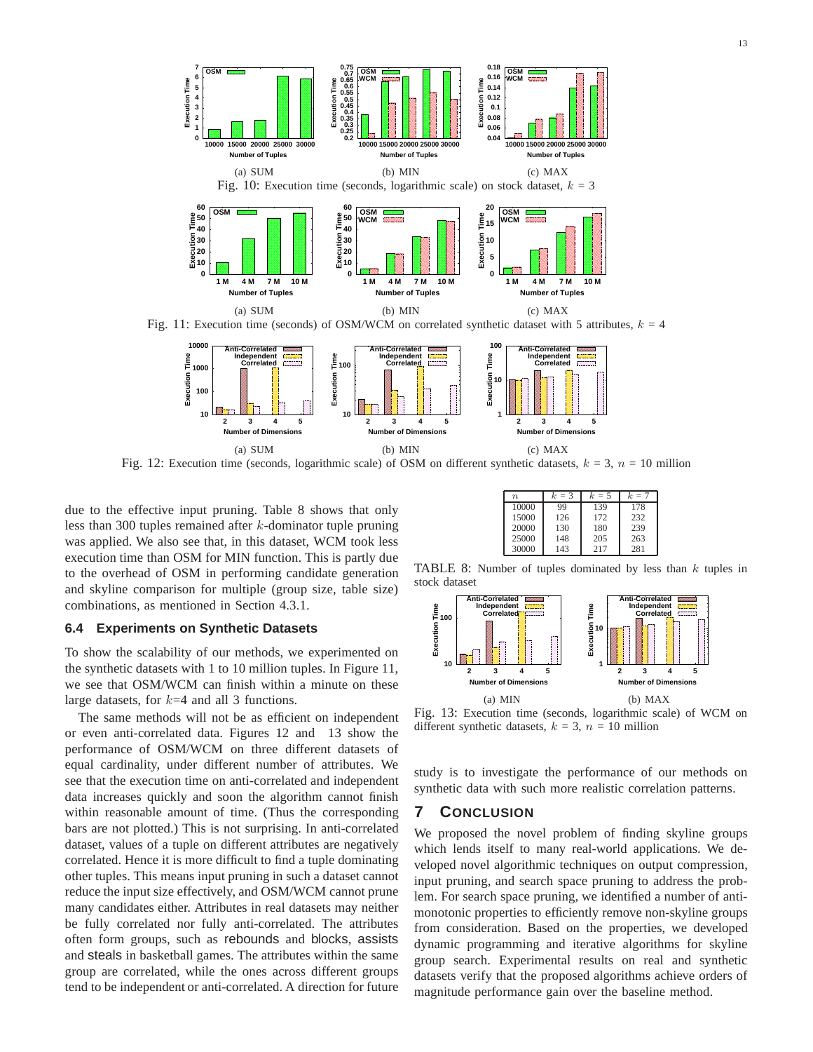(a) SUM (b) MIN (c) MAX

Fig. 10: Execution time (seconds, logarithmic scale) on stock dataset, $k$ = 3

(a) SUM (b) MIN (c) MAX

Fig. 11: Execution time (seconds) of OSM/WCM on correlated synthetic dataset with 5 attributes, $k$ = 4

(a) SUM (b) MIN (c) MAX

Fig. 12: Execution time (seconds, logarithmic scale) of OSM on different synthetic datasets, $k$ = 3, $n$ = 10 million

due to the effective input pruning. Table 8 shows that only less than 300 tuples remained after $k$-dominator tuple pruning was applied. We also see that, in this dataset, WCM took less execution time than OSM for MIN function. This is partly due to the overhead of OSM in performing candidate generation and skyline comparison for multiple (group size, table size) combinations, as mentioned in Section 4.3.1.

### 6.4 Experiments on Synthetic Datasets

To show the scalability of our methods, we experimented on the synthetic datasets with 1 to 10 million tuples. In Figure 11, we see that OSM/WCM can finish within a minute on these large datasets, for $k$=4 and all 3 functions.

The same methods will not be as efficient on independent or even anti-correlated data. Figures 12 and 13 show the performance of OSM/WCM on three different datasets of equal cardinality, under different number of attributes. We see that the execution time on anti-correlated and independent data increases quickly and soon the algorithm cannot finish within reasonable amount of time. (Thus the corresponding bars are not plotted.) This is not surprising. In anti-correlated dataset, values of a tuple on different attributes are negatively correlated. Hence it is more difficult to find a tuple dominating other tuples. This means input pruning in such a dataset cannot reduce the input size effectively, and OSM/WCM cannot prune many candidates either. Attributes in real datasets may neither be fully correlated nor fully anti-correlated. The attributes often form groups, such as rebounds and blocks, assists and steals in basketball games. The attributes within the same group are correlated, while the ones across different groups tend to be independent or anti-correlated. A direction for future study is to investigate the performance of our methods on synthetic data with such more realistic correlation patterns.

| $n$ | $k$ = 3 | $k$ = 5 | $k$ = 7 |
|---|---|---|---|
| 10000 | 99 | 139 | 178 |
| 15000 | 126 | 172 | 232 |
| 20000 | 130 | 180 | 239 |
| 25000 | 148 | 205 | 263 |
| 30000 | 143 | 217 | 281 |

TABLE 8: Number of tuples dominated by less than $k$ tuples in stock dataset

(a) MIN (b) MAX

Fig. 13: Execution time (seconds, logarithmic scale) of WCM on different synthetic datasets, $k$ = 3, $n$ = 10 million

## 7 Conclusion

We proposed the novel problem of finding skyline groups which lends itself to many real-world applications. We developed novel algorithmic techniques on output compression, input pruning, and search space pruning to address the problem. For search space pruning, we identified a number of anti-monotonic properties to efficiently remove non-skyline groups from consideration. Based on the properties, we developed dynamic programming and iterative algorithms for skyline group search. Experimental results on real and synthetic datasets verify that the proposed algorithms achieve orders of magnitude performance gain over the baseline method.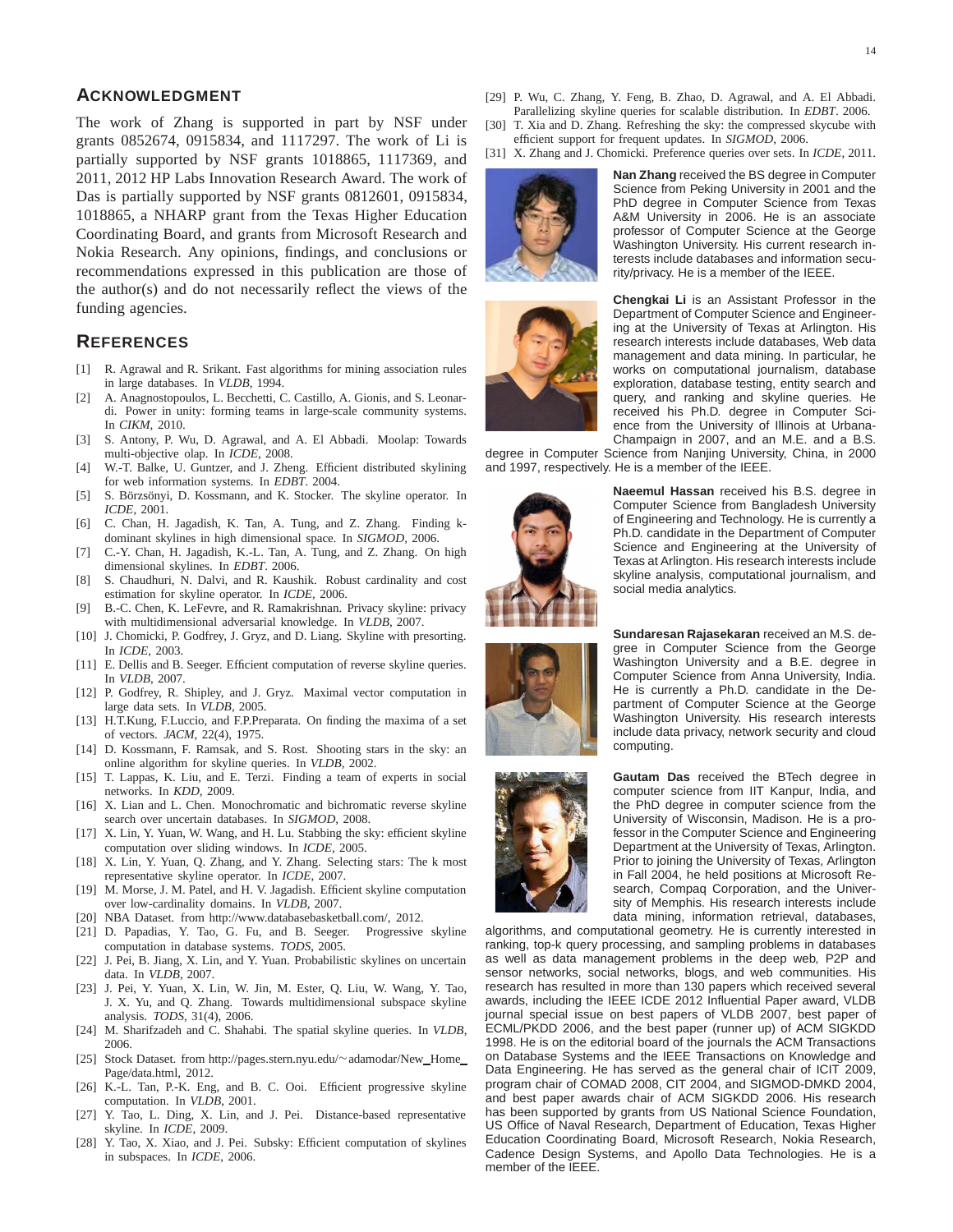## ACKNOWLEDGMENT

The work of Zhang is supported in part by NSF under grants 0852674, 0915834, and 1117297. The work of Li is partially supported by NSF grants 1018865, 1117369, and 2011, 2012 HP Labs Innovation Research Award. The work of Das is partially supported by NSF grants 0812601, 0915834, 1018865, a NHARP grant from the Texas Higher Education Coordinating Board, and grants from Microsoft Research and Nokia Research. Any opinions, findings, and conclusions or recommendations expressed in this publication are those of the author(s) and do not necessarily reflect the views of the funding agencies.

## REFERENCES

[1] R. Agrawal and R. Srikant. Fast algorithms for mining association rules in large databases. In *VLDB*, 1994.

[2] A. Anagnostopoulos, L. Becchetti, C. Castillo, A. Gionis, and S. Leonardi. Power in unity: forming teams in large-scale community systems. In *CIKM*, 2010.

[3] S. Antony, P. Wu, D. Agrawal, and A. El Abbadi. Moolap: Towards multi-objective olap. In *ICDE*, 2008.

[4] W.-T. Balke, U. Guntzer, and J. Zheng. Efficient distributed skylining for web information systems. In *EDBT*. 2004.

[5] S. Börzsönyi, D. Kossmann, and K. Stocker. The skyline operator. In *ICDE*, 2001.

[6] C. Chan, H. Jagadish, K. Tan, A. Tung, and Z. Zhang. Finding k-dominant skylines in high dimensional space. In *SIGMOD*, 2006.

[7] C.-Y. Chan, H. Jagadish, K.-L. Tan, A. Tung, and Z. Zhang. On high dimensional skylines. In *EDBT*. 2006.

[8] S. Chaudhuri, N. Dalvi, and R. Kaushik. Robust cardinality and cost estimation for skyline operator. In *ICDE*, 2006.

[9] B.-C. Chen, K. LeFevre, and R. Ramakrishnan. Privacy skyline: privacy with multidimensional adversarial knowledge. In *VLDB*, 2007.

[10] J. Chomicki, P. Godfrey, J. Gryz, and D. Liang. Skyline with presorting. In *ICDE*, 2003.

[11] E. Dellis and B. Seeger. Efficient computation of reverse skyline queries. In *VLDB*, 2007.

[12] P. Godfrey, R. Shipley, and J. Gryz. Maximal vector computation in large data sets. In *VLDB*, 2005.

[13] H.T.Kung, F.Luccio, and F.P.Preparata. On finding the maxima of a set of vectors. *JACM*, 22(4), 1975.

[14] D. Kossmann, F. Ramsak, and S. Rost. Shooting stars in the sky: an online algorithm for skyline queries. In *VLDB*, 2002.

[15] T. Lappas, K. Liu, and E. Terzi. Finding a team of experts in social networks. In *KDD*, 2009.

[16] X. Lian and L. Chen. Monochromatic and bichromatic reverse skyline search over uncertain databases. In *SIGMOD*, 2008.

[17] X. Lin, Y. Yuan, W. Wang, and H. Lu. Stabbing the sky: efficient skyline computation over sliding windows. In *ICDE*, 2005.

[18] X. Lin, Y. Yuan, Q. Zhang, and Y. Zhang. Selecting stars: The k most representative skyline operator. In *ICDE*, 2007.

[19] M. Morse, J. M. Patel, and H. V. Jagadish. Efficient skyline computation over low-cardinality domains. In *VLDB*, 2007.

[20] NBA Dataset. from http://www.databasebasketball.com/, 2012.

[21] D. Papadias, Y. Tao, G. Fu, and B. Seeger. Progressive skyline computation in database systems. *TODS*, 2005.

[22] J. Pei, B. Jiang, X. Lin, and Y. Yuan. Probabilistic skylines on uncertain data. In *VLDB*, 2007.

[23] J. Pei, Y. Yuan, X. Lin, W. Jin, M. Ester, Q. Liu, W. Wang, Y. Tao, J. X. Yu, and Q. Zhang. Towards multidimensional subspace skyline analysis. *TODS*, 31(4), 2006.

[24] M. Sharifzadeh and C. Shahabi. The spatial skyline queries. In *VLDB*, 2006.

[25] Stock Dataset. from http://pages.stern.nyu.edu/~adamodar/New_Home_Page/data.html, 2012.

[26] K.-L. Tan, P.-K. Eng, and B. C. Ooi. Efficient progressive skyline computation. In *VLDB*, 2001.

[27] Y. Tao, L. Ding, X. Lin, and J. Pei. Distance-based representative skyline. In *ICDE*, 2009.

[28] Y. Tao, X. Xiao, and J. Pei. Subsky: Efficient computation of skylines in subspaces. In *ICDE*, 2006.

[29] P. Wu, C. Zhang, Y. Feng, B. Zhao, D. Agrawal, and A. El Abbadi. Parallelizing skyline queries for scalable distribution. In *EDBT*. 2006.

[30] T. Xia and D. Zhang. Refreshing the sky: the compressed skycube with efficient support for frequent updates. In *SIGMOD*, 2006.

[31] X. Zhang and J. Chomicki. Preference queries over sets. In *ICDE*, 2011.

**Nan Zhang** received the BS degree in Computer Science from Peking University in 2001 and the PhD degree in Computer Science from Texas A&M University in 2006. He is an associate professor of Computer Science at the George Washington University. His current research interests include databases and information security/privacy. He is a member of the IEEE.

**Chengkai Li** is an Assistant Professor in the Department of Computer Science and Engineering at the University of Texas at Arlington. His research interests include databases, Web data management and data mining. In particular, he works on computational journalism, database exploration, database testing, entity search and query, and ranking and skyline queries. He received his Ph.D. degree in Computer Science from the University of Illinois at Urbana-Champaign in 2007, and an M.E. and a B.S. degree in Computer Science from Nanjing University, China, in 2000 and 1997, respectively. He is a member of the IEEE.

**Naeemul Hassan** received his B.S. degree in Computer Science from Bangladesh University of Engineering and Technology. He is currently a Ph.D. candidate in the Department of Computer Science and Engineering at the University of Texas at Arlington. His research interests include skyline analysis, computational journalism, and social media analytics.

**Sundaresan Rajasekaran** received an M.S. degree in Computer Science from the George Washington University and a B.E. degree in Computer Science from Anna University, India. He is currently a Ph.D. candidate in the Department of Computer Science at the George Washington University. His research interests include data privacy, network security and cloud computing.

**Gautam Das** received the BTech degree in computer science from IIT Kanpur, India, and the PhD degree in computer science from the University of Wisconsin, Madison. He is a professor in the Computer Science and Engineering Department at the University of Texas, Arlington. Prior to joining the University of Texas, Arlington in Fall 2004, he held positions at Microsoft Research, Compaq Corporation, and the University of Memphis. His research interests include data mining, information retrieval, databases, algorithms, and computational geometry. He is currently interested in ranking, top-k query processing, and sampling problems in databases as well as data management problems in the deep web, P2P and sensor networks, social networks, blogs, and web communities. His research has resulted in more than 130 papers which received several awards, including the IEEE ICDE 2012 Influential Paper award, VLDB journal special issue on best papers of VLDB 2007, best paper of ECML/PKDD 2006, and the best paper (runner up) of ACM SIGKDD 1998. He is on the editorial board of the journals the ACM Transactions on Database Systems and the IEEE Transactions on Knowledge and Data Engineering. He has served as the general chair of ICIT 2009, program chair of COMAD 2008, CIT 2004, and SIGMOD-DMKD 2004, and best paper awards chair of ACM SIGKDD 2006. His research has been supported by grants from US National Science Foundation, US Office of Naval Research, Department of Education, Texas Higher Education Coordinating Board, Microsoft Research, Nokia Research, Cadence Design Systems, and Apollo Data Technologies. He is a member of the IEEE.